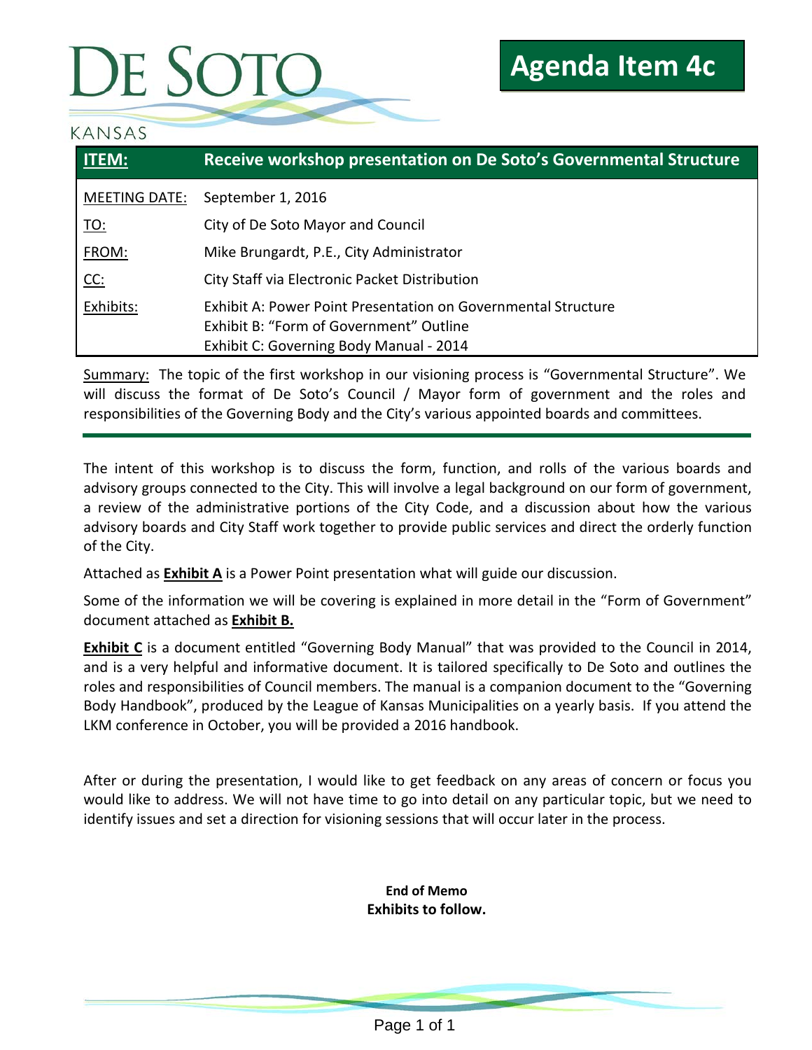DE SOTO
KANSAS

**Agenda Item 4c**

| **ITEM:** | **Receive workshop presentation on De Soto's Governmental Structure** |
|---|---|
| MEETING DATE: | September 1, 2016 |
| TO: | City of De Soto Mayor and Council |
| FROM: | Mike Brungardt, P.E., City Administrator |
| CC: | City Staff via Electronic Packet Distribution |
| Exhibits: | Exhibit A: Power Point Presentation on Governmental Structure<br>Exhibit B: "Form of Government" Outline<br>Exhibit C: Governing Body Manual - 2014 |

Summary: The topic of the first workshop in our visioning process is "Governmental Structure". We will discuss the format of De Soto's Council / Mayor form of government and the roles and responsibilities of the Governing Body and the City's various appointed boards and committees.

The intent of this workshop is to discuss the form, function, and rolls of the various boards and advisory groups connected to the City. This will involve a legal background on our form of government, a review of the administrative portions of the City Code, and a discussion about how the various advisory boards and City Staff work together to provide public services and direct the orderly function of the City.

Attached as **Exhibit A** is a Power Point presentation what will guide our discussion.

Some of the information we will be covering is explained in more detail in the "Form of Government" document attached as **Exhibit B.**

**Exhibit C** is a document entitled "Governing Body Manual" that was provided to the Council in 2014, and is a very helpful and informative document. It is tailored specifically to De Soto and outlines the roles and responsibilities of Council members. The manual is a companion document to the "Governing Body Handbook", produced by the League of Kansas Municipalities on a yearly basis. If you attend the LKM conference in October, you will be provided a 2016 handbook.

After or during the presentation, I would like to get feedback on any areas of concern or focus you would like to address. We will not have time to go into detail on any particular topic, but we need to identify issues and set a direction for visioning sessions that will occur later in the process.

**End of Memo**
**Exhibits to follow.**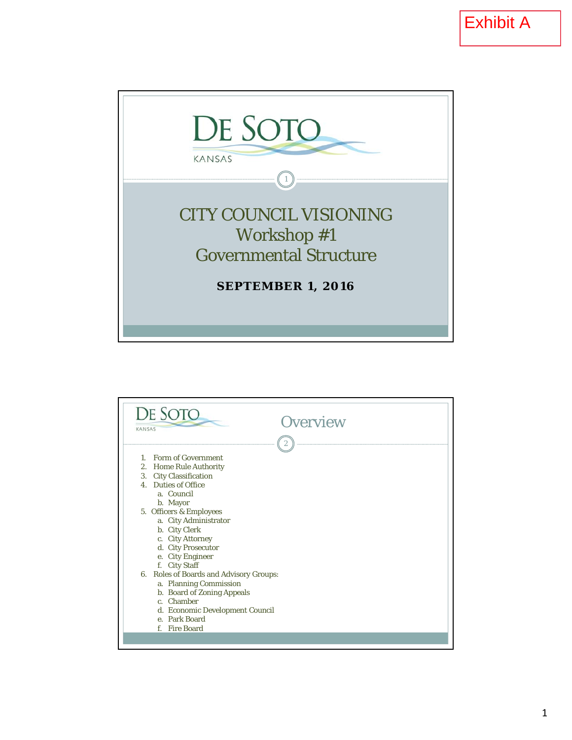Exhibit A

DE SOTO
KANSAS

# CITY COUNCIL VISIONING
# Workshop #1
# Governmental Structure

**SEPTEMBER 1, 2016**

---

DE SOTO
KANSAS

## Overview

1. Form of Government
2. Home Rule Authority
3. City Classification
4. Duties of Office
   a. Council
   b. Mayor
5. Officers & Employees
   a. City Administrator
   b. City Clerk
   c. City Attorney
   d. City Prosecutor
   e. City Engineer
   f. City Staff
6. Roles of Boards and Advisory Groups:
   a. Planning Commission
   b. Board of Zoning Appeals
   c. Chamber
   d. Economic Development Council
   e. Park Board
   f. Fire Board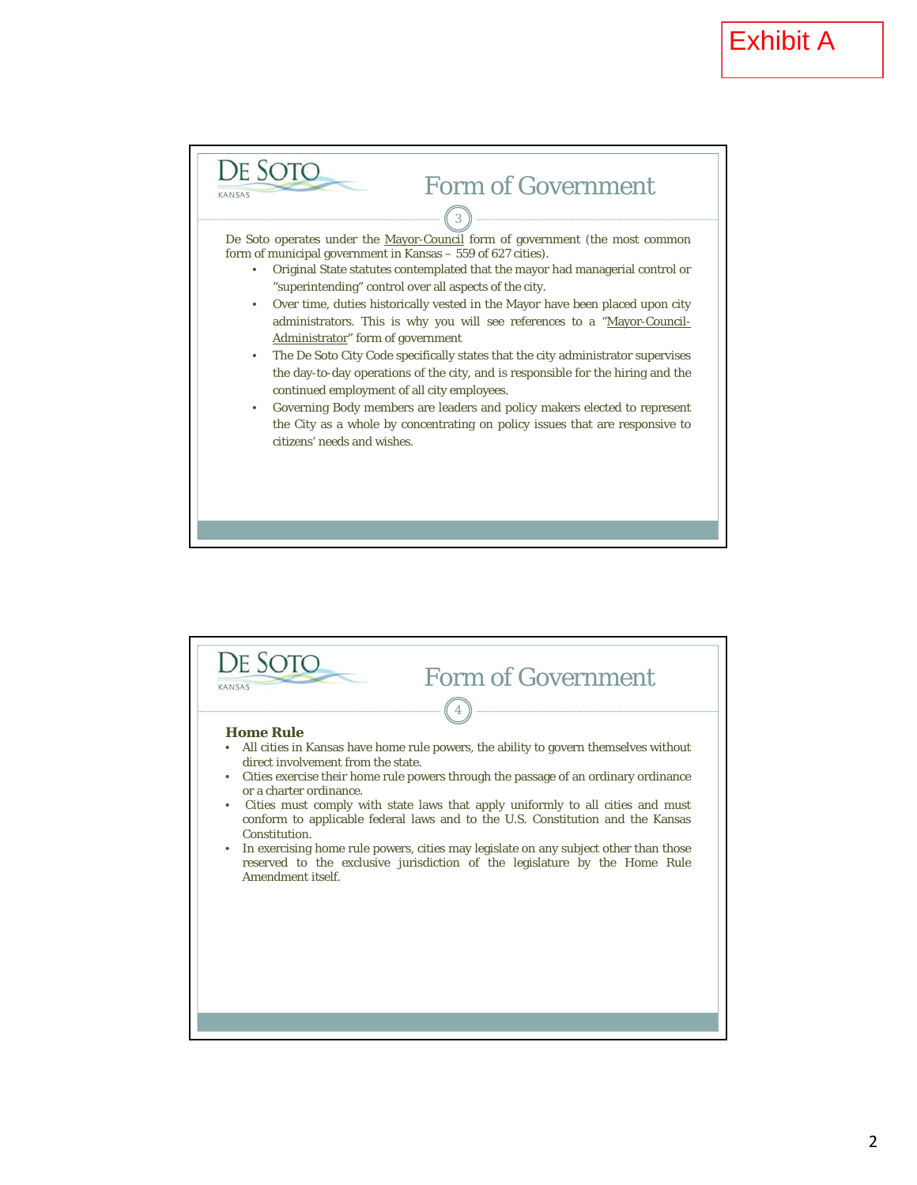Exhibit A

## Form of Government

De Soto operates under the Mayor-Council form of government (the most common form of municipal government in Kansas – 559 of 627 cities).

- Original State statutes contemplated that the mayor had managerial control or "superintending" control over all aspects of the city.
- Over time, duties historically vested in the Mayor have been placed upon city administrators. This is why you will see references to a "Mayor-Council-Administrator" form of government
- The De Soto City Code specifically states that the city administrator supervises the day-to-day operations of the city, and is responsible for the hiring and the continued employment of all city employees.
- Governing Body members are leaders and policy makers elected to represent the City as a whole by concentrating on policy issues that are responsive to citizens' needs and wishes.

## Form of Government

**Home Rule**

- All cities in Kansas have home rule powers, the ability to govern themselves without direct involvement from the state.
- Cities exercise their home rule powers through the passage of an ordinary ordinance or a charter ordinance.
- Cities must comply with state laws that apply uniformly to all cities and must conform to applicable federal laws and to the U.S. Constitution and the Kansas Constitution.
- In exercising home rule powers, cities may legislate on any subject other than those reserved to the exclusive jurisdiction of the legislature by the Home Rule Amendment itself.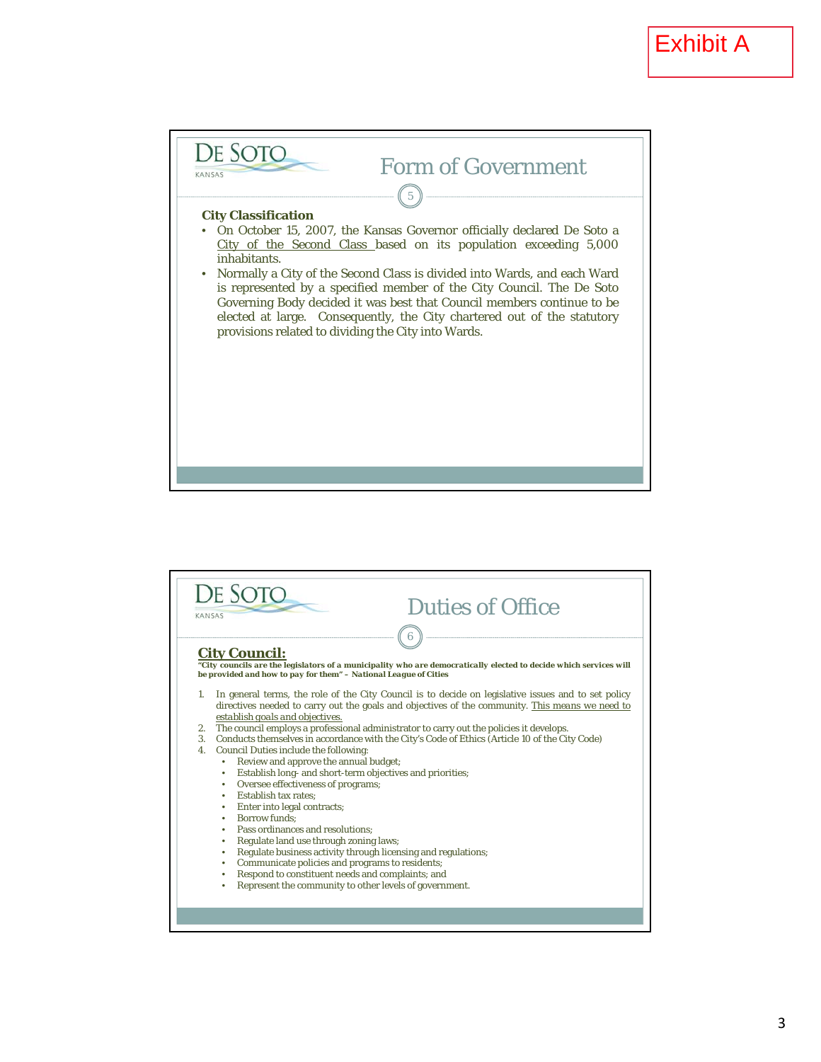Exhibit A

## Form of Government

**City Classification**

- On October 15, 2007, the Kansas Governor officially declared De Soto a City of the Second Class based on its population exceeding 5,000 inhabitants.
- Normally a City of the Second Class is divided into Wards, and each Ward is represented by a specified member of the City Council. The De Soto Governing Body decided it was best that Council members continue to be elected at large. Consequently, the City chartered out of the statutory provisions related to dividing the City into Wards.

## Duties of Office

**City Council:**

**"City councils are the legislators of a municipality who are democratically elected to decide which services will be provided and how to pay for them" – National League of Cities**

1. In general terms, the role of the City Council is to decide on legislative issues and to set policy directives needed to carry out the goals and objectives of the community. This means we need to establish goals and objectives.
2. The council employs a professional administrator to carry out the policies it develops.
3. Conducts themselves in accordance with the City's Code of Ethics (Article 10 of the City Code)
4. Council Duties include the following:
   - Review and approve the annual budget;
   - Establish long- and short-term objectives and priorities;
   - Oversee effectiveness of programs;
   - Establish tax rates;
   - Enter into legal contracts;
   - Borrow funds;
   - Pass ordinances and resolutions;
   - Regulate land use through zoning laws;
   - Regulate business activity through licensing and regulations;
   - Communicate policies and programs to residents;
   - Respond to constituent needs and complaints; and
   - Represent the community to other levels of government.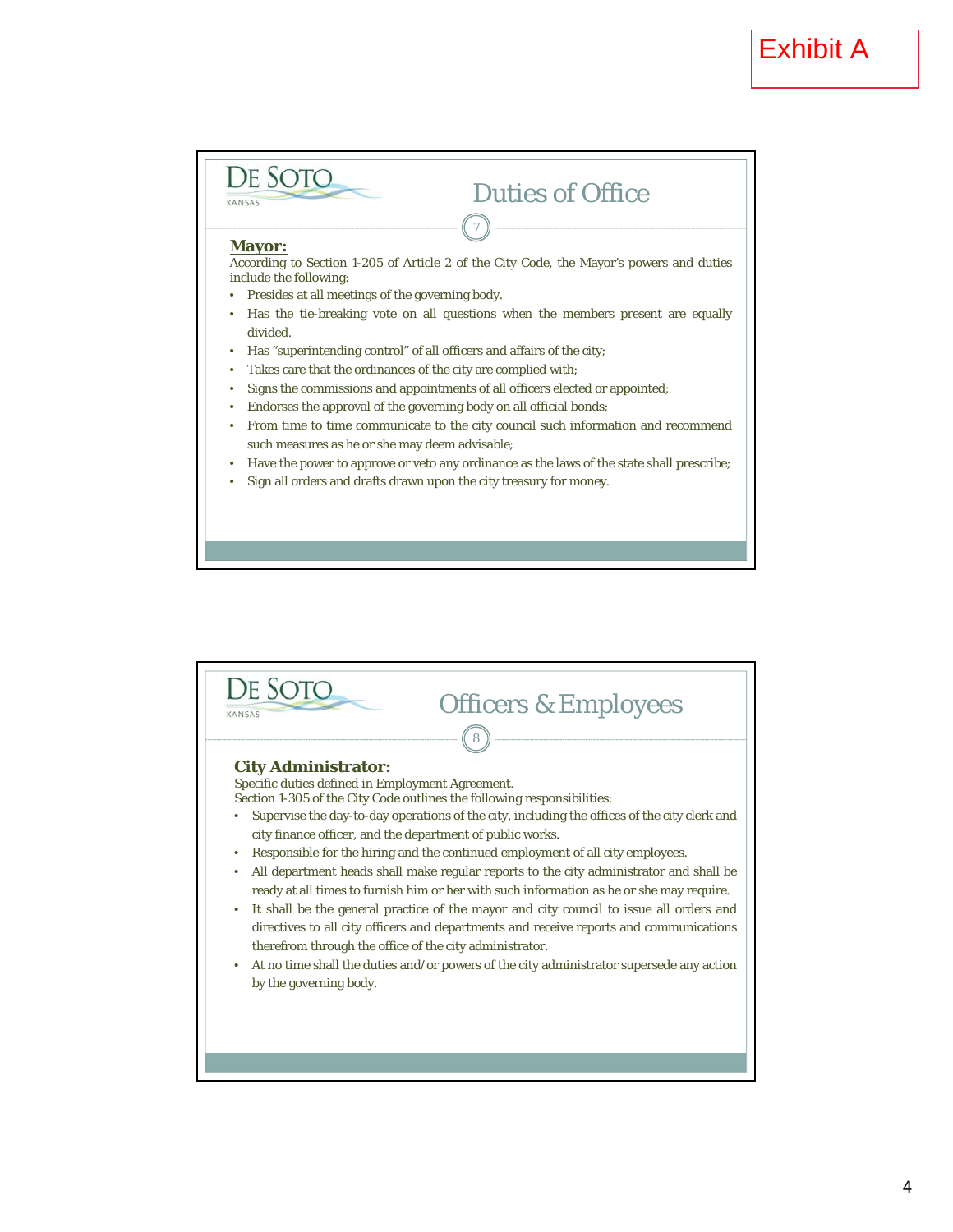Exhibit A

## Duties of Office

**Mayor:**

According to Section 1-205 of Article 2 of the City Code, the Mayor's powers and duties include the following:

- Presides at all meetings of the governing body.
- Has the tie-breaking vote on all questions when the members present are equally divided.
- Has "superintending control" of all officers and affairs of the city;
- Takes care that the ordinances of the city are complied with;
- Signs the commissions and appointments of all officers elected or appointed;
- Endorses the approval of the governing body on all official bonds;
- From time to time communicate to the city council such information and recommend such measures as he or she may deem advisable;
- Have the power to approve or veto any ordinance as the laws of the state shall prescribe;
- Sign all orders and drafts drawn upon the city treasury for money.

## Officers & Employees

**City Administrator:**

Specific duties defined in Employment Agreement.
Section 1-305 of the City Code outlines the following responsibilities:

- Supervise the day-to-day operations of the city, including the offices of the city clerk and city finance officer, and the department of public works.
- Responsible for the hiring and the continued employment of all city employees.
- All department heads shall make regular reports to the city administrator and shall be ready at all times to furnish him or her with such information as he or she may require.
- It shall be the general practice of the mayor and city council to issue all orders and directives to all city officers and departments and receive reports and communications therefrom through the office of the city administrator.
- At no time shall the duties and/or powers of the city administrator supersede any action by the governing body.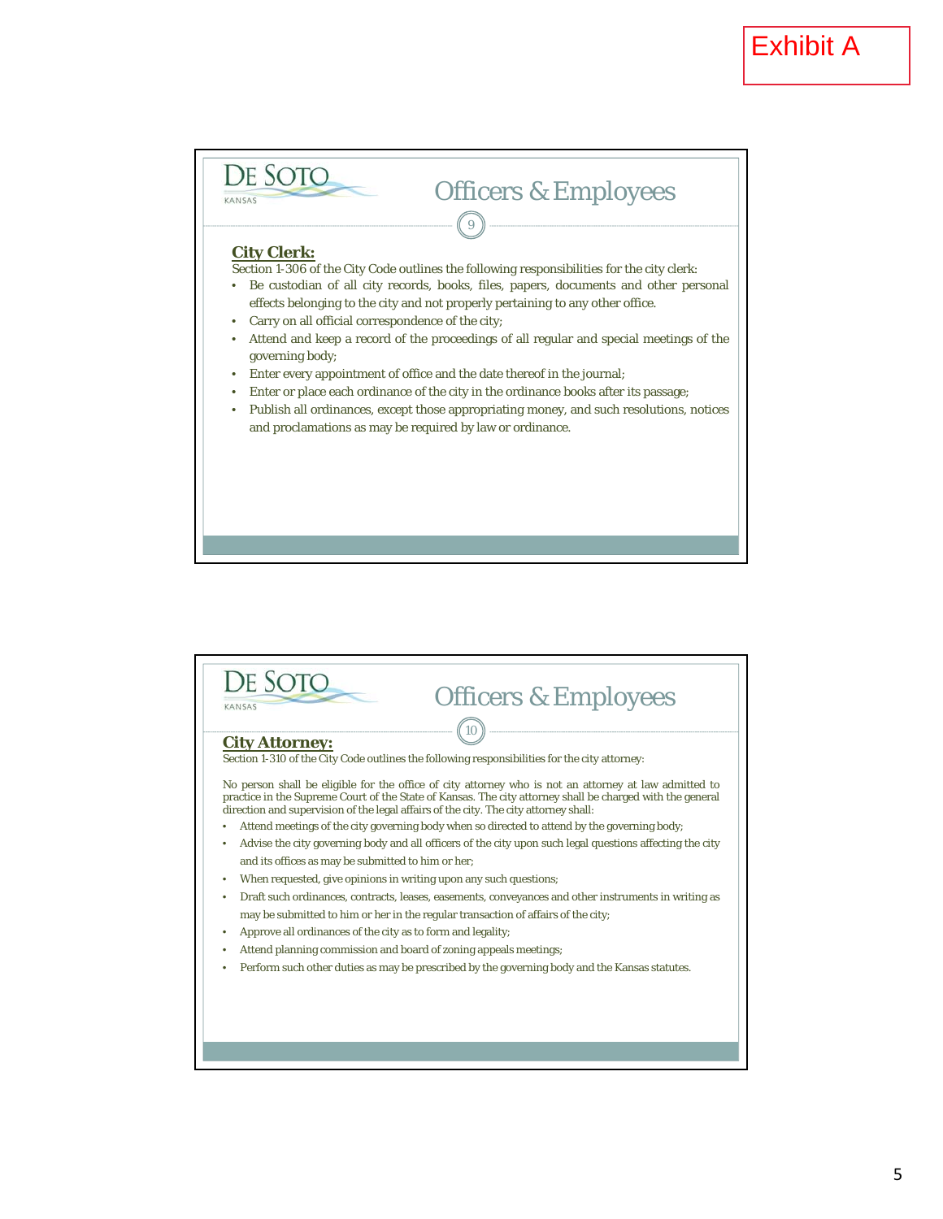Exhibit A

## Officers & Employees

**City Clerk:**

Section 1-306 of the City Code outlines the following responsibilities for the city clerk:

- Be custodian of all city records, books, files, papers, documents and other personal effects belonging to the city and not properly pertaining to any other office.
- Carry on all official correspondence of the city;
- Attend and keep a record of the proceedings of all regular and special meetings of the governing body;
- Enter every appointment of office and the date thereof in the journal;
- Enter or place each ordinance of the city in the ordinance books after its passage;
- Publish all ordinances, except those appropriating money, and such resolutions, notices and proclamations as may be required by law or ordinance.

## Officers & Employees

**City Attorney:**

Section 1-310 of the City Code outlines the following responsibilities for the city attorney:

No person shall be eligible for the office of city attorney who is not an attorney at law admitted to practice in the Supreme Court of the State of Kansas. The city attorney shall be charged with the general direction and supervision of the legal affairs of the city. The city attorney shall:

- Attend meetings of the city governing body when so directed to attend by the governing body;
- Advise the city governing body and all officers of the city upon such legal questions affecting the city and its offices as may be submitted to him or her;
- When requested, give opinions in writing upon any such questions;
- Draft such ordinances, contracts, leases, easements, conveyances and other instruments in writing as may be submitted to him or her in the regular transaction of affairs of the city;
- Approve all ordinances of the city as to form and legality;
- Attend planning commission and board of zoning appeals meetings;
- Perform such other duties as may be prescribed by the governing body and the Kansas statutes.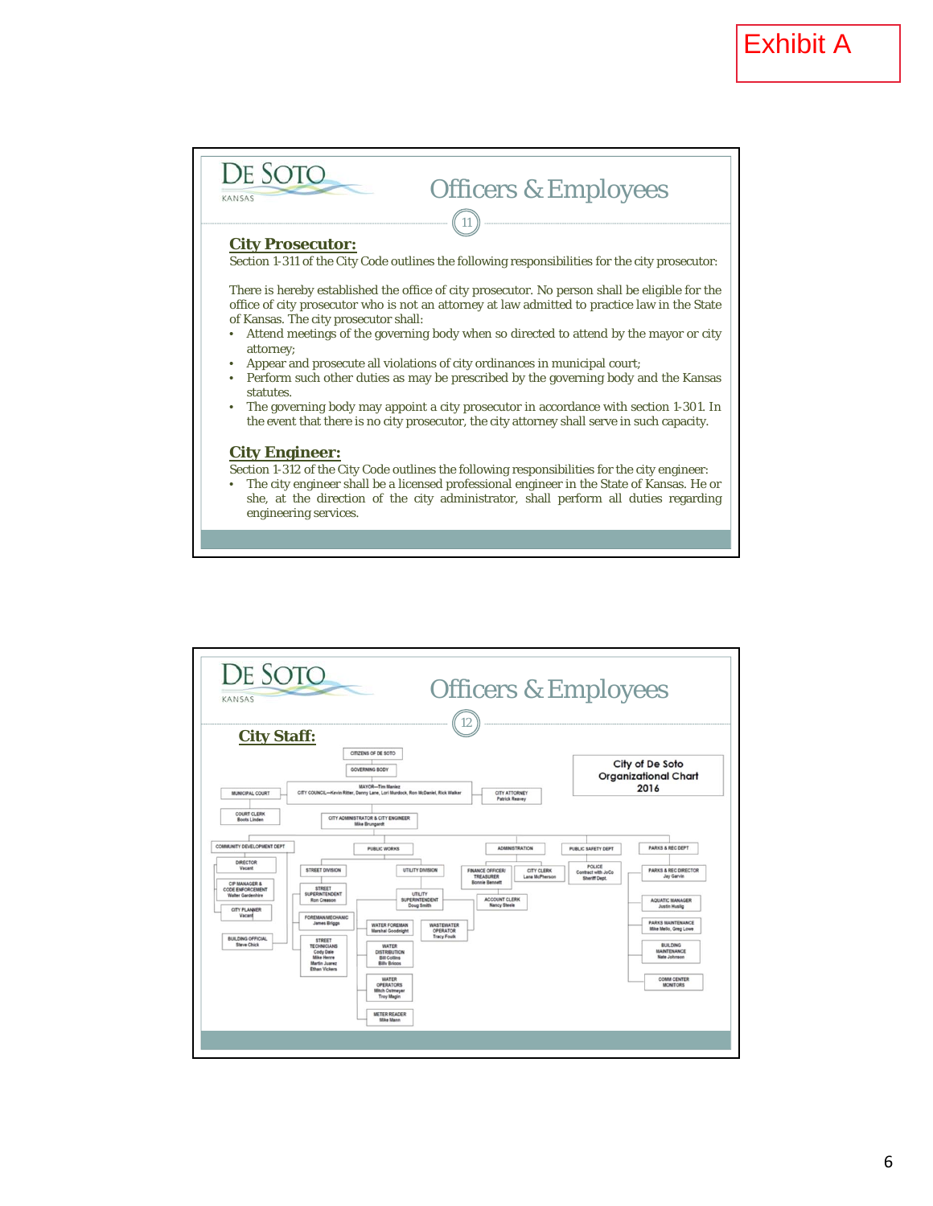Exhibit A

# Officers & Employees

## City Prosecutor:

Section 1-311 of the City Code outlines the following responsibilities for the city prosecutor:

There is hereby established the office of city prosecutor. No person shall be eligible for the office of city prosecutor who is not an attorney at law admitted to practice law in the State of Kansas. The city prosecutor shall:

- Attend meetings of the governing body when so directed to attend by the mayor or city attorney;
- Appear and prosecute all violations of city ordinances in municipal court;
- Perform such other duties as may be prescribed by the governing body and the Kansas statutes.
- The governing body may appoint a city prosecutor in accordance with section 1-301. In the event that there is no city prosecutor, the city attorney shall serve in such capacity.

## City Engineer:

Section 1-312 of the City Code outlines the following responsibilities for the city engineer:

- The city engineer shall be a licensed professional engineer in the State of Kansas. He or she, at the direction of the city administrator, shall perform all duties regarding engineering services.

# Officers & Employees

## City Staff:

City of De Soto Organizational Chart 2016

- CITIZENS OF DE SOTO
  - GOVERNING BODY
    - MAYOR—Tim Maniez; CITY COUNCIL—Kevin Ritter, Danny Lane, Lori Murdock, Ron McDaniel, Rick Walker
      - MUNICIPAL COURT
        - COURT CLERK: Boots Linden
      - CITY ATTORNEY: Patrick Reavey
      - CITY ADMINISTRATOR & CITY ENGINEER: Mike Brungardt
        - COMMUNITY DEVELOPMENT DEPT
          - DIRECTOR: Vacant
          - CIP MANAGER & CODE ENFORCEMENT: Walter Gardenhire
          - CITY PLANNER: Vacant
          - BUILDING OFFICIAL: Steve Chick
        - PUBLIC WORKS
          - STREET DIVISION
            - STREET SUPERINTENDENT: Ron Creason
            - FOREMAN/MECHANIC: James Briggs
            - STREET TECHNICIANS: Cody Dale, Mike Henre, Martin Juarez, Ethan Vickers
          - UTILITY DIVISION
            - UTILITY SUPERINTENDENT: Doug Smith
              - WATER FOREMAN: Marshal Goodnight
              - WASTEWATER OPERATOR: Tracy Foulk
              - WATER DISTRIBUTION: Bill Collins, Billy Brixon
              - WATER OPERATORS: Mitch Oetmeyer, Troy Magin
              - METER READER: Mike Mann
        - ADMINISTRATION
          - FINANCE OFFICER/ TREASURER: Bonnie Bennett
          - CITY CLERK: Lana McPherson
          - ACCOUNT CLERK: Nancy Steele
        - PUBLIC SAFETY DEPT
          - POLICE: Contract with JoCo Sheriff Dept.
        - PARKS & REC DEPT
          - PARKS & REC DIRECTOR: Jay Garvin
          - AQUATIC MANAGER: Justin Hustig
          - PARKS MAINTENANCE: Mike Mello, Greg Lowe
          - BUILDING MAINTENANCE: Nate Johnson
          - COMM CENTER MONITORS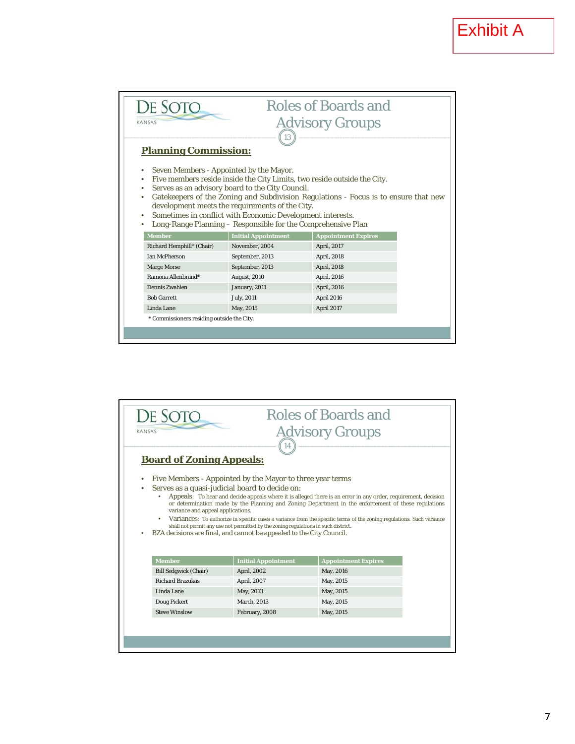Exhibit A

# Roles of Boards and Advisory Groups

DE SOTO KANSAS

## Planning Commission:

- Seven Members - Appointed by the Mayor.
- Five members reside inside the City Limits, two reside outside the City.
- Serves as an advisory board to the City Council.
- Gatekeepers of the Zoning and Subdivision Regulations - Focus is to ensure that new development meets the requirements of the City.
- Sometimes in conflict with Economic Development interests.
- Long-Range Planning – Responsible for the Comprehensive Plan

| Member | Initial Appointment | Appointment Expires |
|---|---|---|
| Richard Hemphill* (Chair) | November, 2004 | April, 2017 |
| Ian McPherson | September, 2013 | April, 2018 |
| Marge Morse | September, 2013 | April, 2018 |
| Ramona Allenbrand* | August, 2010 | April, 2016 |
| Dennis Zwahlen | January, 2011 | April, 2016 |
| Bob Garrett | July, 2011 | April 2016 |
| Linda Lane | May, 2015 | April 2017 |

* Commissioners residing outside the City.

# Roles of Boards and Advisory Groups

DE SOTO KANSAS

## Board of Zoning Appeals:

- Five Members - Appointed by the Mayor to three year terms
- Serves as a quasi-judicial board to decide on:
  - Appeals: To hear and decide appeals where it is alleged there is an error in any order, requirement, decision or determination made by the Planning and Zoning Department in the enforcement of these regulations variance and appeal applications.
  - Variances: To authorize in specific cases a variance from the specific terms of the zoning regulations. Such variance shall not permit any use not permitted by the zoning regulations in such district.
- BZA decisions are final, and cannot be appealed to the City Council.

| Member | Initial Appointment | Appointment Expires |
|---|---|---|
| Bill Sedgwick (Chair) | April, 2002 | May, 2016 |
| Richard Brazukas | April, 2007 | May, 2015 |
| Linda Lane | May, 2013 | May, 2015 |
| Doug Pickert | March, 2013 | May, 2015 |
| Steve Winslow | February, 2008 | May, 2015 |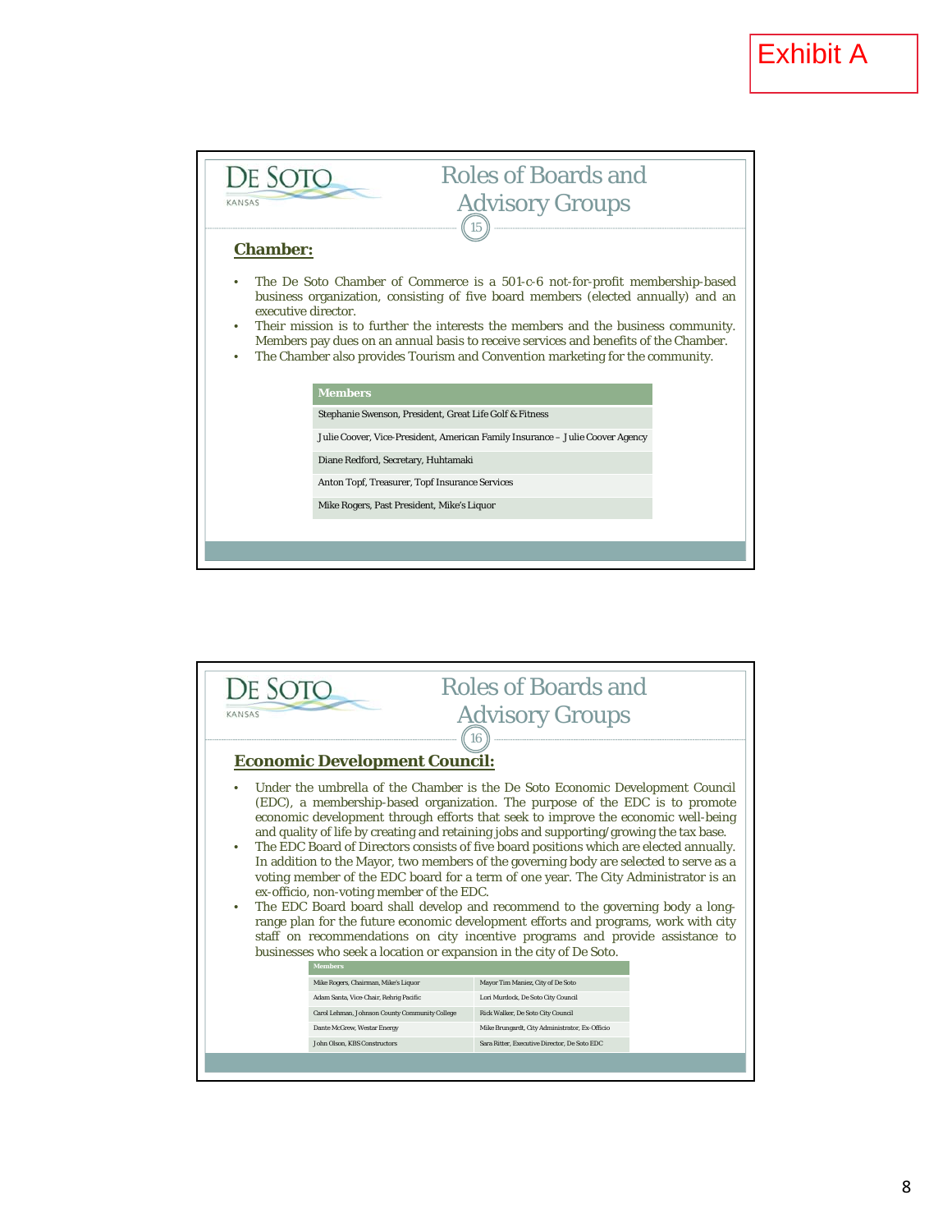Exhibit A

## Roles of Boards and Advisory Groups

15

**Chamber:**

- The De Soto Chamber of Commerce is a 501-c-6 not-for-profit membership-based business organization, consisting of five board members (elected annually) and an executive director.
- Their mission is to further the interests the members and the business community. Members pay dues on an annual basis to receive services and benefits of the Chamber.
- The Chamber also provides Tourism and Convention marketing for the community.

| Members |
| --- |
| Stephanie Swenson, President, Great Life Golf & Fitness |
| Julie Coover, Vice-President, American Family Insurance – Julie Coover Agency |
| Diane Redford, Secretary, Huhtamaki |
| Anton Topf, Treasurer, Topf Insurance Services |
| Mike Rogers, Past President, Mike's Liquor |

## Roles of Boards and Advisory Groups

16

**Economic Development Council:**

- Under the umbrella of the Chamber is the De Soto Economic Development Council (EDC), a membership-based organization. The purpose of the EDC is to promote economic development through efforts that seek to improve the economic well-being and quality of life by creating and retaining jobs and supporting/growing the tax base.
- The EDC Board of Directors consists of five board positions which are elected annually. In addition to the Mayor, two members of the governing body are selected to serve as a voting member of the EDC board for a term of one year. The City Administrator is an ex-officio, non-voting member of the EDC.
- The EDC Board board shall develop and recommend to the governing body a long-range plan for the future economic development efforts and programs, work with city staff on recommendations on city incentive programs and provide assistance to businesses who seek a location or expansion in the city of De Soto.

| Members | |
| --- | --- |
| Mike Rogers, Chairman, Mike's Liquor | Mayor Tim Maniez, City of De Soto |
| Adam Santa, Vice-Chair, Rehrig Pacific | Lori Murdock, De Soto City Council |
| Carol Lehman, Johnson County Community College | Rick Walker, De Soto City Council |
| Dante McGrew, Westar Energy | Mike Brungardt, City Administrator, Ex-Officio |
| John Olson, KBS Constructors | Sara Ritter, Executive Director, De Soto EDC |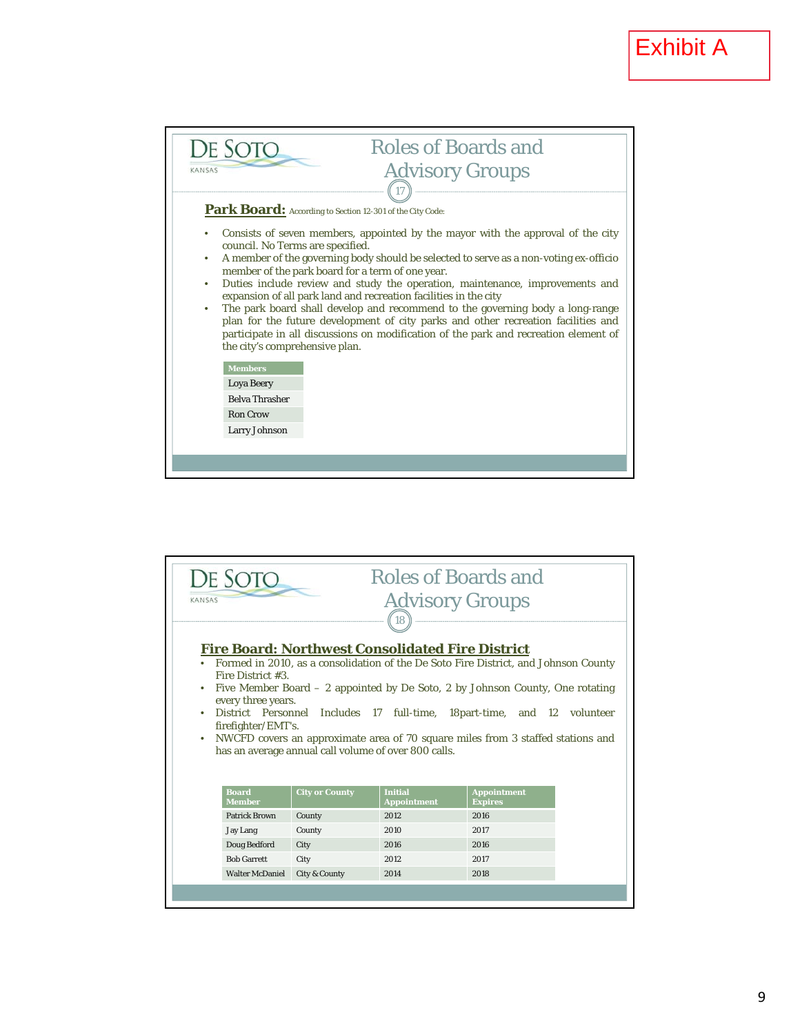Exhibit A

## Roles of Boards and Advisory Groups

17

### Park Board: According to Section 12-301 of the City Code:

- Consists of seven members, appointed by the mayor with the approval of the city council. No Terms are specified.
- A member of the governing body should be selected to serve as a non-voting ex-officio member of the park board for a term of one year.
- Duties include review and study the operation, maintenance, improvements and expansion of all park land and recreation facilities in the city
- The park board shall develop and recommend to the governing body a long-range plan for the future development of city parks and other recreation facilities and participate in all discussions on modification of the park and recreation element of the city's comprehensive plan.

| Members |
| --- |
| Loya Beery |
| Belva Thrasher |
| Ron Crow |
| Larry Johnson |

## Roles of Boards and Advisory Groups

18

### Fire Board: Northwest Consolidated Fire District

- Formed in 2010, as a consolidation of the De Soto Fire District, and Johnson County Fire District #3.
- Five Member Board – 2 appointed by De Soto, 2 by Johnson County, One rotating every three years.
- District Personnel Includes 17 full-time, 18part-time, and 12 volunteer firefighter/EMT's.
- NWCFD covers an approximate area of 70 square miles from 3 staffed stations and has an average annual call volume of over 800 calls.

| Board Member | City or County | Initial Appointment | Appointment Expires |
| --- | --- | --- | --- |
| Patrick Brown | County | 2012 | 2016 |
| Jay Lang | County | 2010 | 2017 |
| Doug Bedford | City | 2016 | 2016 |
| Bob Garrett | City | 2012 | 2017 |
| Walter McDaniel | City & County | 2014 | 2018 |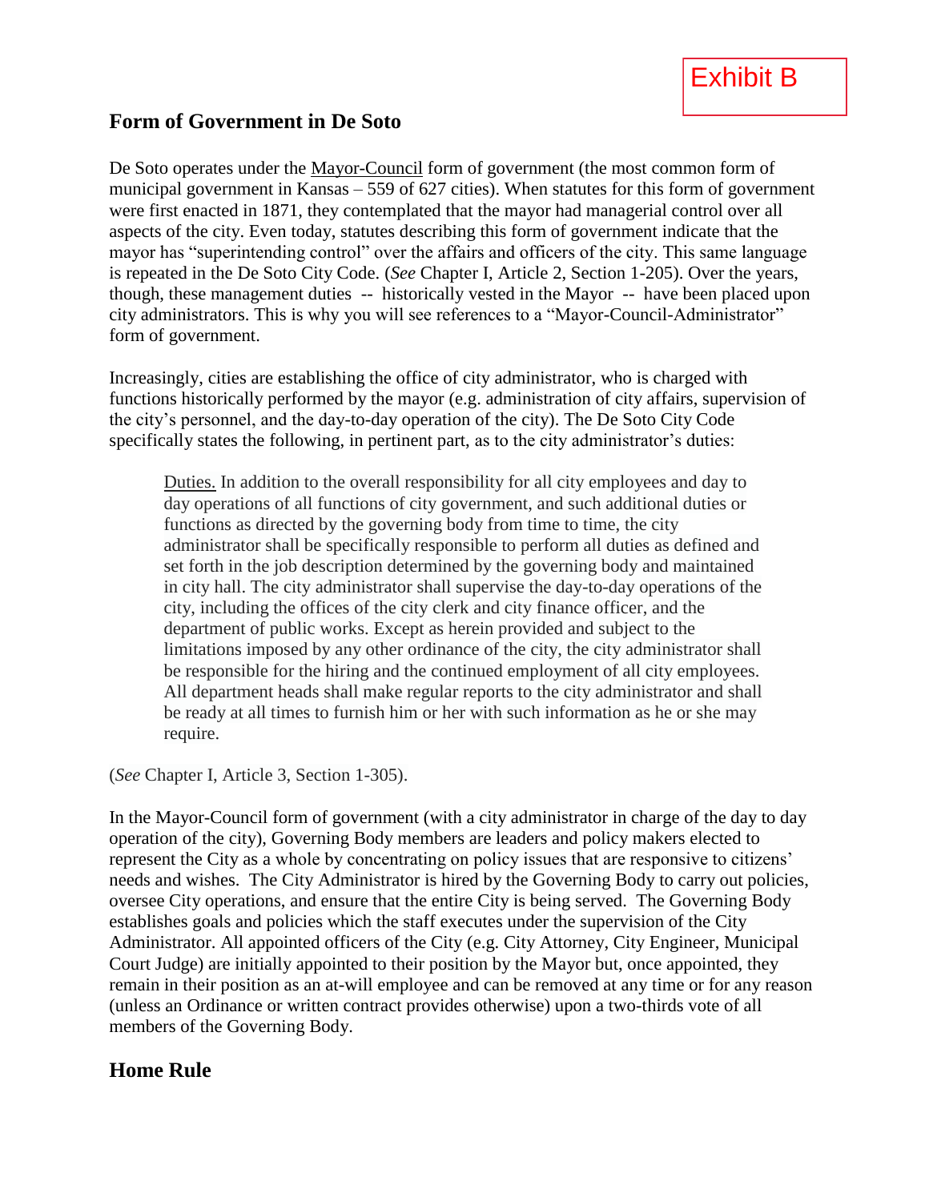Exhibit B

## Form of Government in De Soto

De Soto operates under the Mayor-Council form of government (the most common form of municipal government in Kansas – 559 of 627 cities). When statutes for this form of government were first enacted in 1871, they contemplated that the mayor had managerial control over all aspects of the city. Even today, statutes describing this form of government indicate that the mayor has "superintending control" over the affairs and officers of the city. This same language is repeated in the De Soto City Code. (*See* Chapter I, Article 2, Section 1-205). Over the years, though, these management duties -- historically vested in the Mayor -- have been placed upon city administrators. This is why you will see references to a "Mayor-Council-Administrator" form of government.

Increasingly, cities are establishing the office of city administrator, who is charged with functions historically performed by the mayor (e.g. administration of city affairs, supervision of the city's personnel, and the day-to-day operation of the city). The De Soto City Code specifically states the following, in pertinent part, as to the city administrator's duties:

> Duties. In addition to the overall responsibility for all city employees and day to day operations of all functions of city government, and such additional duties or functions as directed by the governing body from time to time, the city administrator shall be specifically responsible to perform all duties as defined and set forth in the job description determined by the governing body and maintained in city hall. The city administrator shall supervise the day-to-day operations of the city, including the offices of the city clerk and city finance officer, and the department of public works. Except as herein provided and subject to the limitations imposed by any other ordinance of the city, the city administrator shall be responsible for the hiring and the continued employment of all city employees. All department heads shall make regular reports to the city administrator and shall be ready at all times to furnish him or her with such information as he or she may require.

(*See* Chapter I, Article 3, Section 1-305).

In the Mayor-Council form of government (with a city administrator in charge of the day to day operation of the city), Governing Body members are leaders and policy makers elected to represent the City as a whole by concentrating on policy issues that are responsive to citizens' needs and wishes. The City Administrator is hired by the Governing Body to carry out policies, oversee City operations, and ensure that the entire City is being served. The Governing Body establishes goals and policies which the staff executes under the supervision of the City Administrator. All appointed officers of the City (e.g. City Attorney, City Engineer, Municipal Court Judge) are initially appointed to their position by the Mayor but, once appointed, they remain in their position as an at-will employee and can be removed at any time or for any reason (unless an Ordinance or written contract provides otherwise) upon a two-thirds vote of all members of the Governing Body.

## Home Rule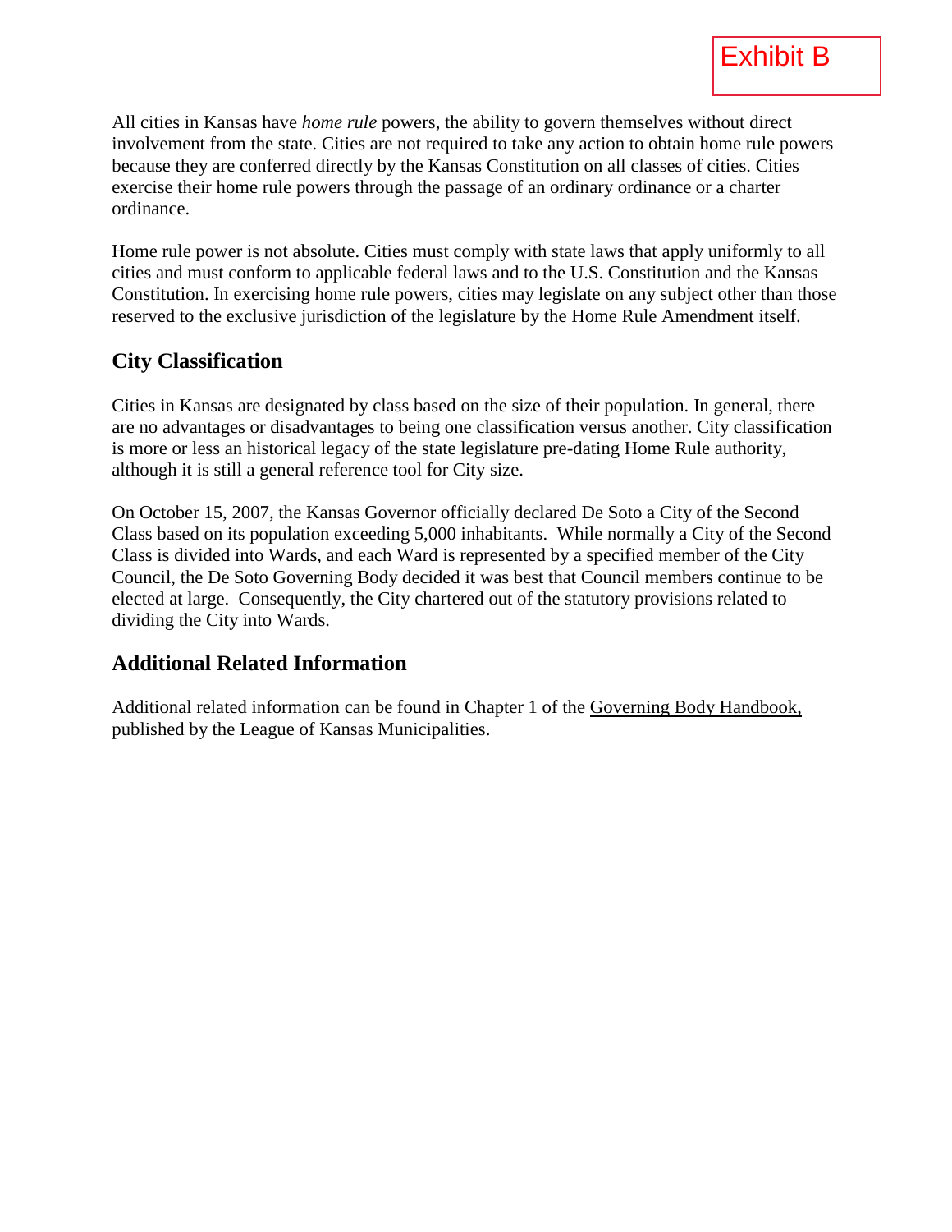Exhibit B

All cities in Kansas have *home rule* powers, the ability to govern themselves without direct involvement from the state. Cities are not required to take any action to obtain home rule powers because they are conferred directly by the Kansas Constitution on all classes of cities. Cities exercise their home rule powers through the passage of an ordinary ordinance or a charter ordinance.

Home rule power is not absolute. Cities must comply with state laws that apply uniformly to all cities and must conform to applicable federal laws and to the U.S. Constitution and the Kansas Constitution. In exercising home rule powers, cities may legislate on any subject other than those reserved to the exclusive jurisdiction of the legislature by the Home Rule Amendment itself.

## City Classification

Cities in Kansas are designated by class based on the size of their population. In general, there are no advantages or disadvantages to being one classification versus another. City classification is more or less an historical legacy of the state legislature pre-dating Home Rule authority, although it is still a general reference tool for City size.

On October 15, 2007, the Kansas Governor officially declared De Soto a City of the Second Class based on its population exceeding 5,000 inhabitants. While normally a City of the Second Class is divided into Wards, and each Ward is represented by a specified member of the City Council, the De Soto Governing Body decided it was best that Council members continue to be elected at large. Consequently, the City chartered out of the statutory provisions related to dividing the City into Wards.

## Additional Related Information

Additional related information can be found in Chapter 1 of the Governing Body Handbook, published by the League of Kansas Municipalities.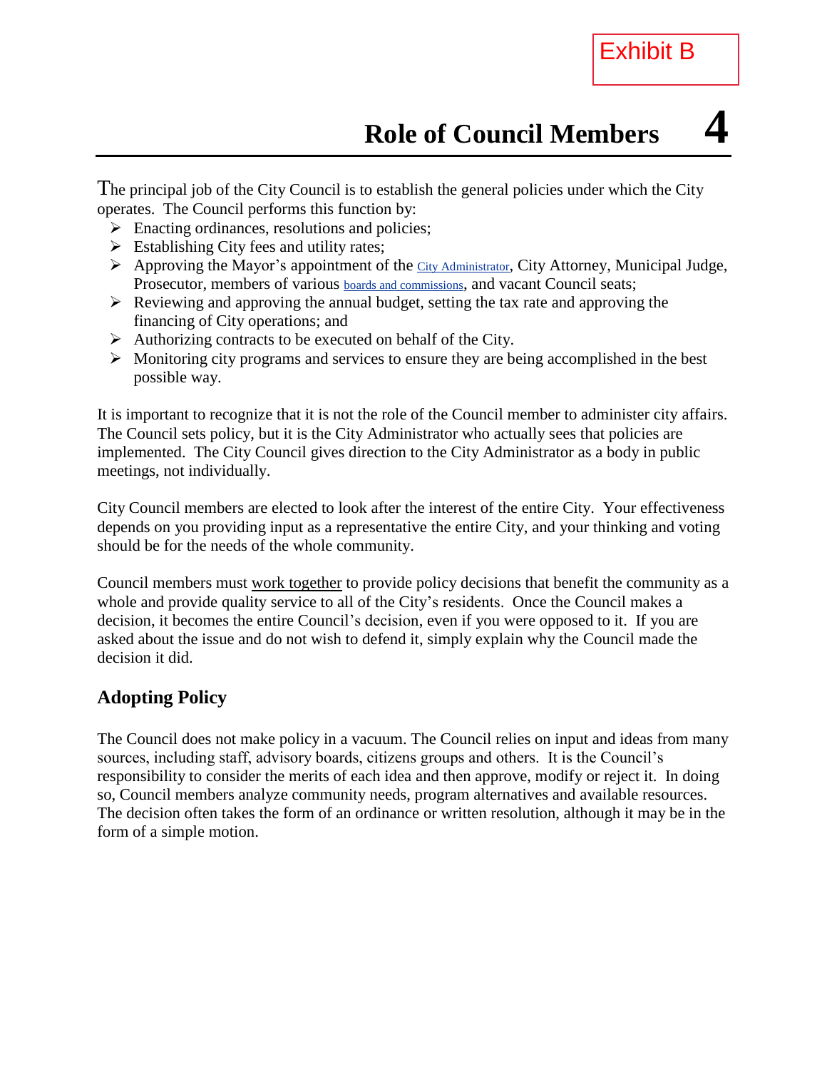Exhibit B

# Role of Council Members 4

The principal job of the City Council is to establish the general policies under which the City operates. The Council performs this function by:

- Enacting ordinances, resolutions and policies;
- Establishing City fees and utility rates;
- Approving the Mayor's appointment of the City Administrator, City Attorney, Municipal Judge, Prosecutor, members of various boards and commissions, and vacant Council seats;
- Reviewing and approving the annual budget, setting the tax rate and approving the financing of City operations; and
- Authorizing contracts to be executed on behalf of the City.
- Monitoring city programs and services to ensure they are being accomplished in the best possible way.

It is important to recognize that it is not the role of the Council member to administer city affairs. The Council sets policy, but it is the City Administrator who actually sees that policies are implemented. The City Council gives direction to the City Administrator as a body in public meetings, not individually.

City Council members are elected to look after the interest of the entire City. Your effectiveness depends on you providing input as a representative the entire City, and your thinking and voting should be for the needs of the whole community.

Council members must work together to provide policy decisions that benefit the community as a whole and provide quality service to all of the City's residents. Once the Council makes a decision, it becomes the entire Council's decision, even if you were opposed to it. If you are asked about the issue and do not wish to defend it, simply explain why the Council made the decision it did.

## Adopting Policy

The Council does not make policy in a vacuum. The Council relies on input and ideas from many sources, including staff, advisory boards, citizens groups and others. It is the Council's responsibility to consider the merits of each idea and then approve, modify or reject it. In doing so, Council members analyze community needs, program alternatives and available resources. The decision often takes the form of an ordinance or written resolution, although it may be in the form of a simple motion.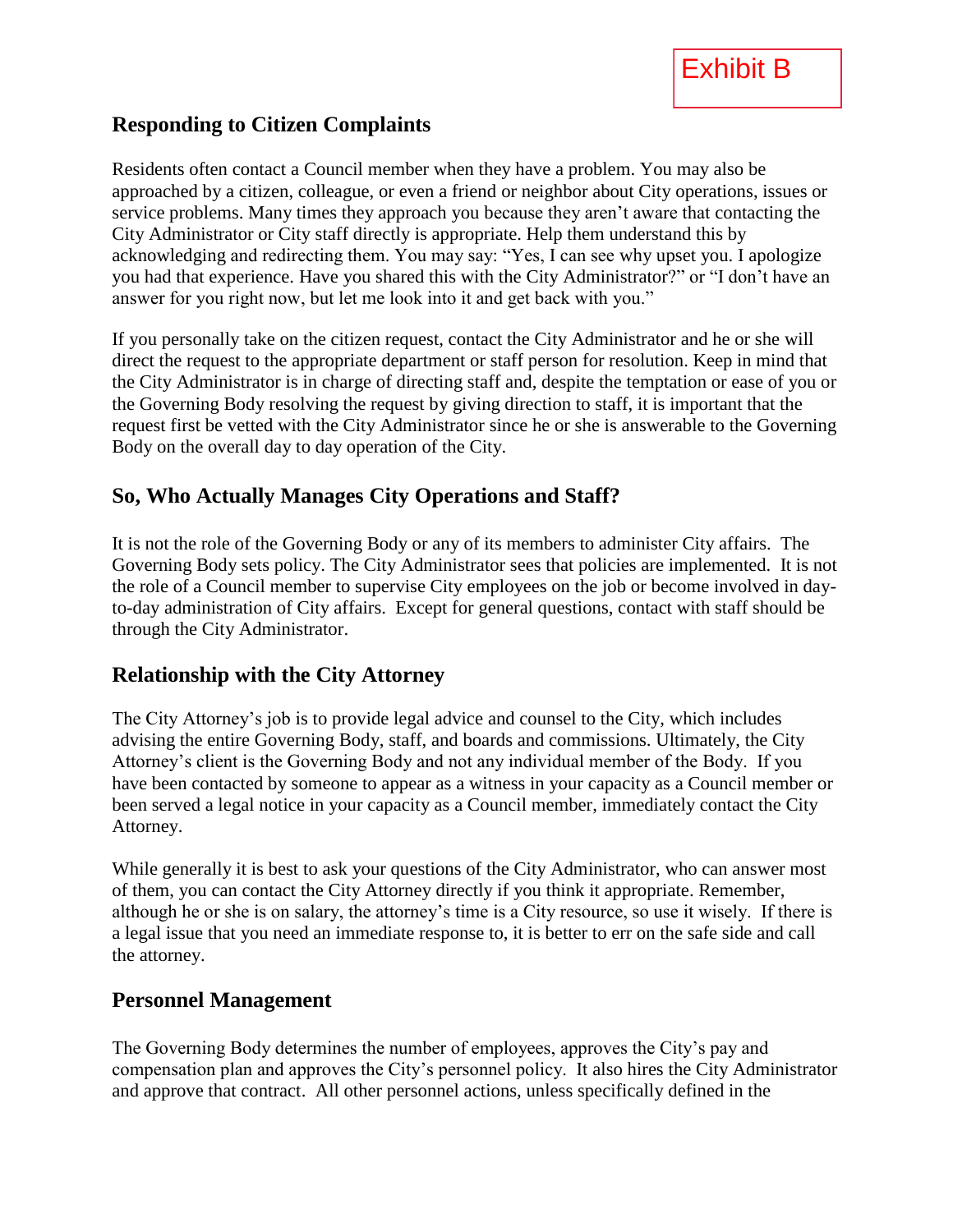Exhibit B

## Responding to Citizen Complaints

Residents often contact a Council member when they have a problem. You may also be approached by a citizen, colleague, or even a friend or neighbor about City operations, issues or service problems. Many times they approach you because they aren't aware that contacting the City Administrator or City staff directly is appropriate. Help them understand this by acknowledging and redirecting them. You may say: "Yes, I can see why upset you. I apologize you had that experience. Have you shared this with the City Administrator?" or "I don't have an answer for you right now, but let me look into it and get back with you."

If you personally take on the citizen request, contact the City Administrator and he or she will direct the request to the appropriate department or staff person for resolution. Keep in mind that the City Administrator is in charge of directing staff and, despite the temptation or ease of you or the Governing Body resolving the request by giving direction to staff, it is important that the request first be vetted with the City Administrator since he or she is answerable to the Governing Body on the overall day to day operation of the City.

## So, Who Actually Manages City Operations and Staff?

It is not the role of the Governing Body or any of its members to administer City affairs. The Governing Body sets policy. The City Administrator sees that policies are implemented. It is not the role of a Council member to supervise City employees on the job or become involved in day-to-day administration of City affairs. Except for general questions, contact with staff should be through the City Administrator.

## Relationship with the City Attorney

The City Attorney's job is to provide legal advice and counsel to the City, which includes advising the entire Governing Body, staff, and boards and commissions. Ultimately, the City Attorney's client is the Governing Body and not any individual member of the Body. If you have been contacted by someone to appear as a witness in your capacity as a Council member or been served a legal notice in your capacity as a Council member, immediately contact the City Attorney.

While generally it is best to ask your questions of the City Administrator, who can answer most of them, you can contact the City Attorney directly if you think it appropriate. Remember, although he or she is on salary, the attorney's time is a City resource, so use it wisely. If there is a legal issue that you need an immediate response to, it is better to err on the safe side and call the attorney.

## Personnel Management

The Governing Body determines the number of employees, approves the City's pay and compensation plan and approves the City's personnel policy. It also hires the City Administrator and approve that contract. All other personnel actions, unless specifically defined in the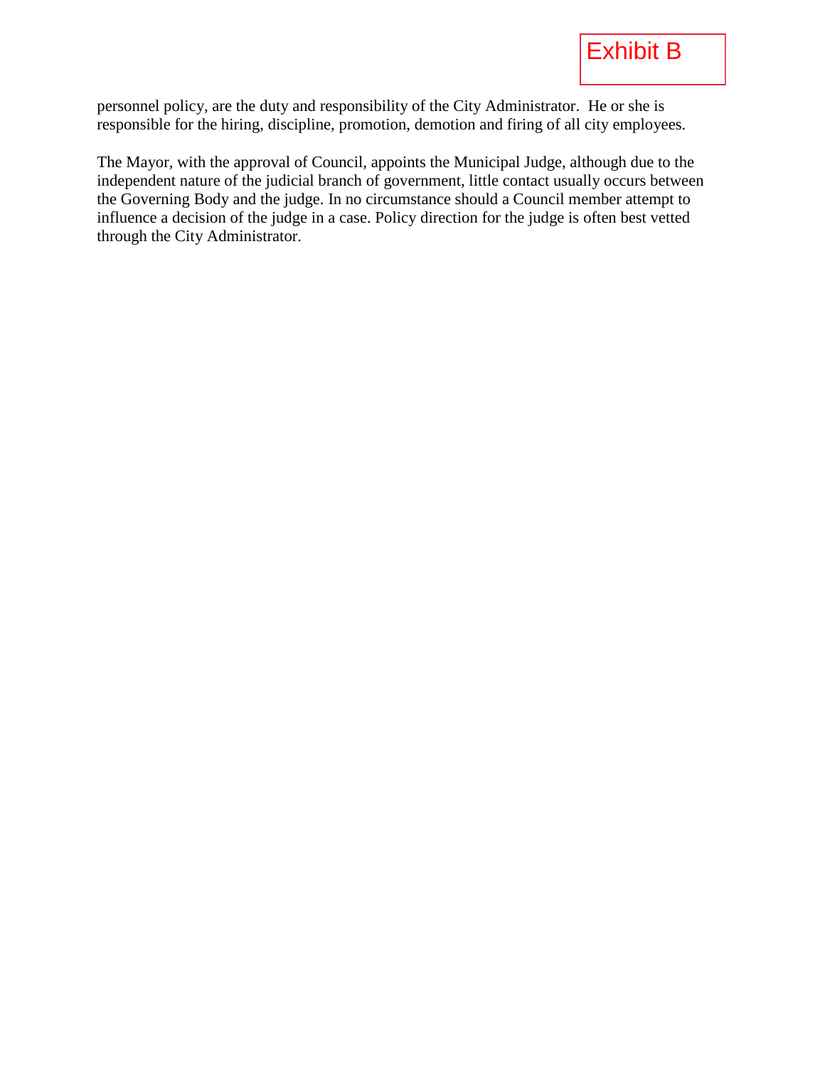Exhibit B

personnel policy, are the duty and responsibility of the City Administrator. He or she is responsible for the hiring, discipline, promotion, demotion and firing of all city employees.

The Mayor, with the approval of Council, appoints the Municipal Judge, although due to the independent nature of the judicial branch of government, little contact usually occurs between the Governing Body and the judge. In no circumstance should a Council member attempt to influence a decision of the judge in a case. Policy direction for the judge is often best vetted through the City Administrator.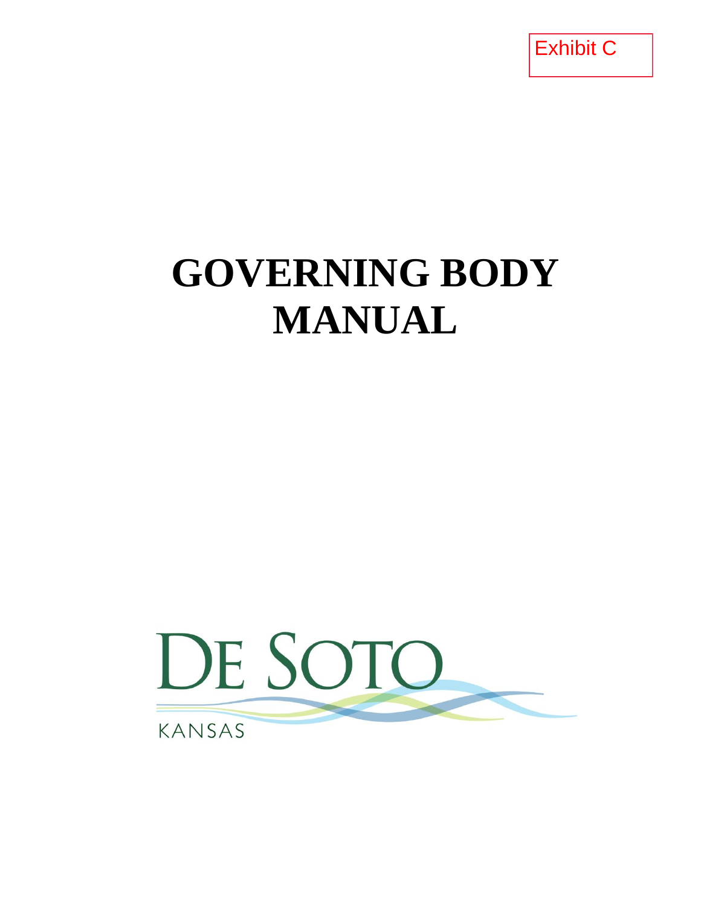Exhibit C

# GOVERNING BODY MANUAL

DE SOTO

KANSAS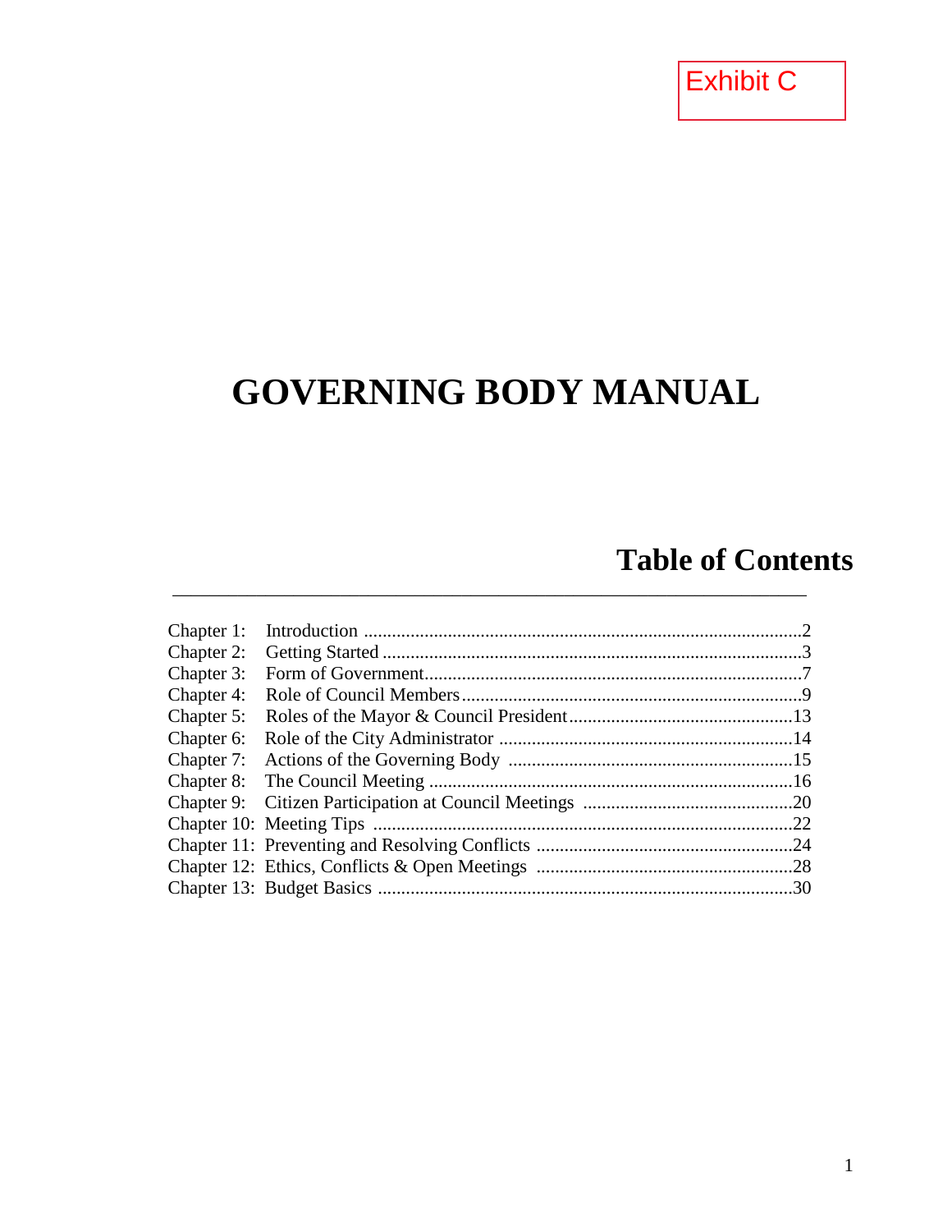Exhibit C

# GOVERNING BODY MANUAL

## Table of Contents

| | | |
|---|---|---|
| Chapter 1: | Introduction | 2 |
| Chapter 2: | Getting Started | 3 |
| Chapter 3: | Form of Government | 7 |
| Chapter 4: | Role of Council Members | 9 |
| Chapter 5: | Roles of the Mayor & Council President | 13 |
| Chapter 6: | Role of the City Administrator | 14 |
| Chapter 7: | Actions of the Governing Body | 15 |
| Chapter 8: | The Council Meeting | 16 |
| Chapter 9: | Citizen Participation at Council Meetings | 20 |
| Chapter 10: | Meeting Tips | 22 |
| Chapter 11: | Preventing and Resolving Conflicts | 24 |
| Chapter 12: | Ethics, Conflicts & Open Meetings | 28 |
| Chapter 13: | Budget Basics | 30 |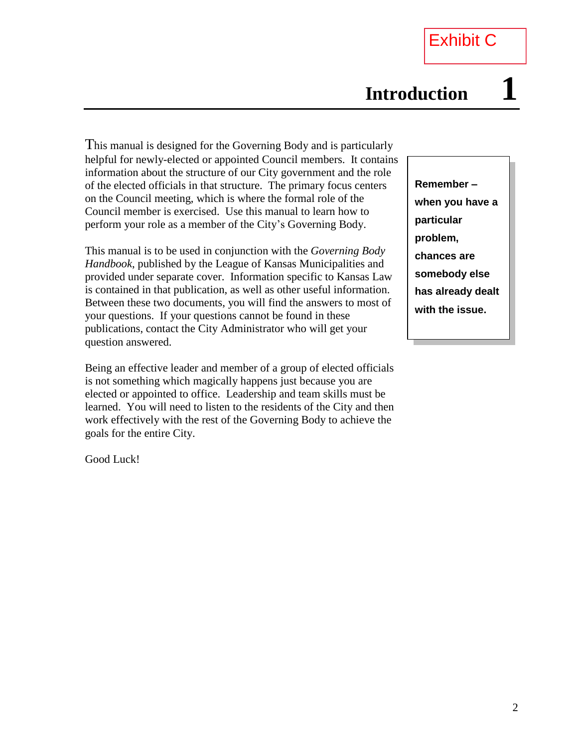Exhibit C

# Introduction 1

This manual is designed for the Governing Body and is particularly helpful for newly-elected or appointed Council members. It contains information about the structure of our City government and the role of the elected officials in that structure. The primary focus centers on the Council meeting, which is where the formal role of the Council member is exercised. Use this manual to learn how to perform your role as a member of the City's Governing Body.

**Remember – when you have a particular problem, chances are somebody else has already dealt with the issue.**

This manual is to be used in conjunction with the *Governing Body Handbook*, published by the League of Kansas Municipalities and provided under separate cover. Information specific to Kansas Law is contained in that publication, as well as other useful information. Between these two documents, you will find the answers to most of your questions. If your questions cannot be found in these publications, contact the City Administrator who will get your question answered.

Being an effective leader and member of a group of elected officials is not something which magically happens just because you are elected or appointed to office. Leadership and team skills must be learned. You will need to listen to the residents of the City and then work effectively with the rest of the Governing Body to achieve the goals for the entire City.

Good Luck!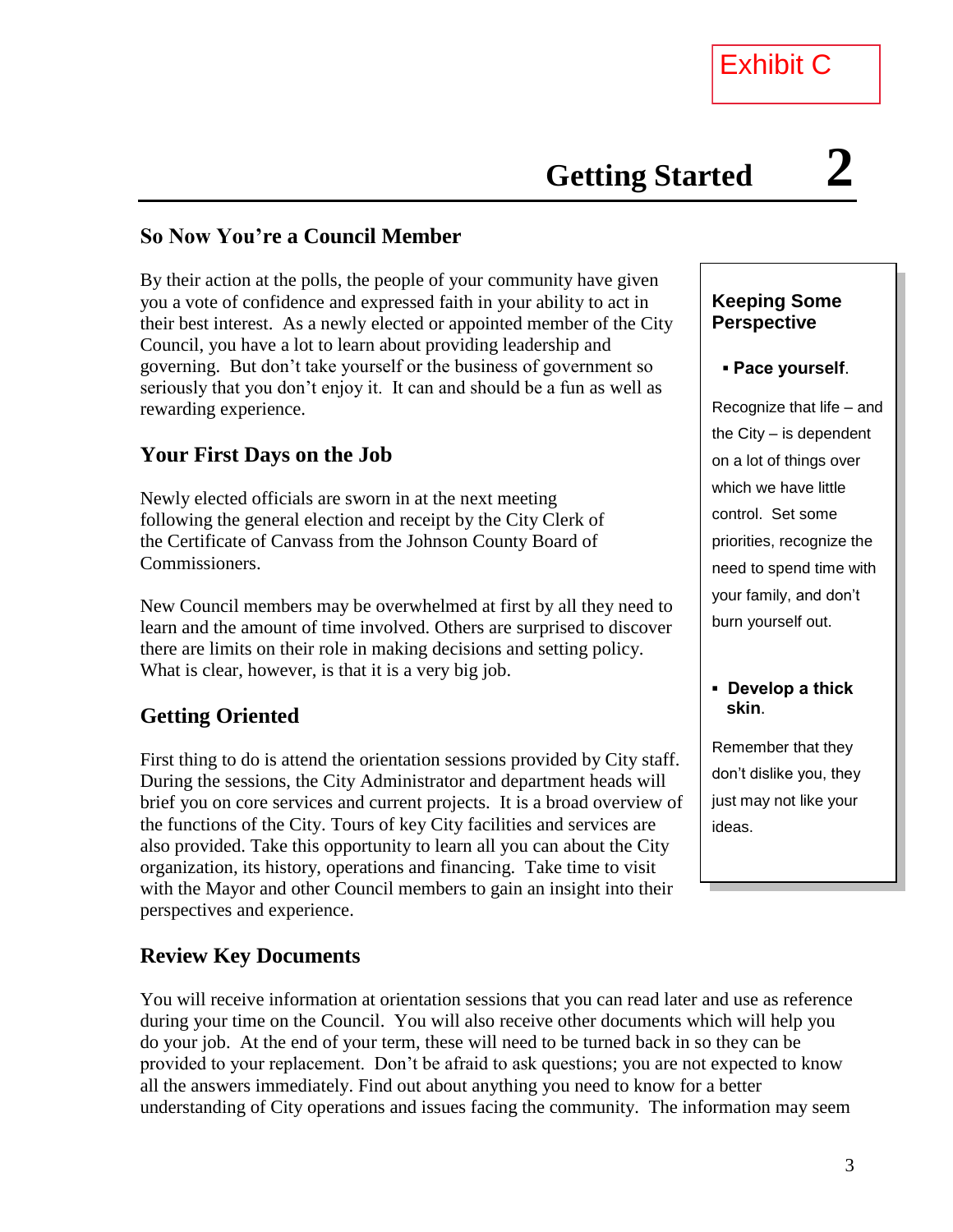Exhibit C

# Getting Started 2

## So Now You're a Council Member

By their action at the polls, the people of your community have given you a vote of confidence and expressed faith in your ability to act in their best interest. As a newly elected or appointed member of the City Council, you have a lot to learn about providing leadership and governing. But don't take yourself or the business of government so seriously that you don't enjoy it. It can and should be a fun as well as rewarding experience.

### Your First Days on the Job

Newly elected officials are sworn in at the next meeting following the general election and receipt by the City Clerk of the Certificate of Canvass from the Johnson County Board of Commissioners.

New Council members may be overwhelmed at first by all they need to learn and the amount of time involved. Others are surprised to discover there are limits on their role in making decisions and setting policy. What is clear, however, is that it is a very big job.

### Getting Oriented

First thing to do is attend the orientation sessions provided by City staff. During the sessions, the City Administrator and department heads will brief you on core services and current projects. It is a broad overview of the functions of the City. Tours of key City facilities and services are also provided. Take this opportunity to learn all you can about the City organization, its history, operations and financing. Take time to visit with the Mayor and other Council members to gain an insight into their perspectives and experience.

> **Keeping Some Perspective**
>
> - **Pace yourself**.
>
> Recognize that life – and the City – is dependent on a lot of things over which we have little control. Set some priorities, recognize the need to spend time with your family, and don't burn yourself out.
>
> - **Develop a thick skin**.
>
> Remember that they don't dislike you, they just may not like your ideas.

### Review Key Documents

You will receive information at orientation sessions that you can read later and use as reference during your time on the Council. You will also receive other documents which will help you do your job. At the end of your term, these will need to be turned back in so they can be provided to your replacement. Don't be afraid to ask questions; you are not expected to know all the answers immediately. Find out about anything you need to know for a better understanding of City operations and issues facing the community. The information may seem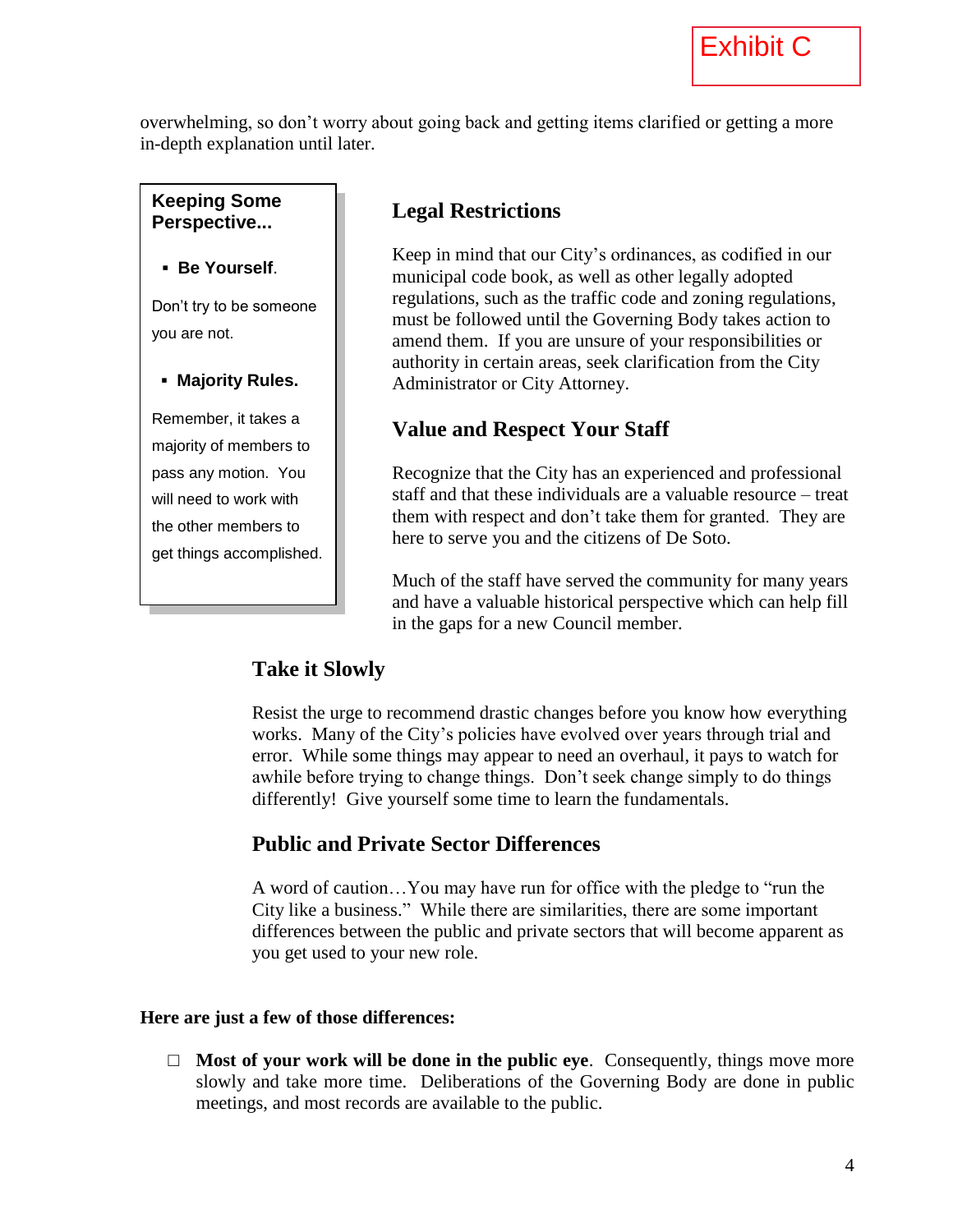Exhibit C

overwhelming, so don't worry about going back and getting items clarified or getting a more in-depth explanation until later.

**Keeping Some Perspective...**

- **Be Yourself**.

Don't try to be someone you are not.

- **Majority Rules.**

Remember, it takes a majority of members to pass any motion. You will need to work with the other members to get things accomplished.

## Legal Restrictions

Keep in mind that our City's ordinances, as codified in our municipal code book, as well as other legally adopted regulations, such as the traffic code and zoning regulations, must be followed until the Governing Body takes action to amend them. If you are unsure of your responsibilities or authority in certain areas, seek clarification from the City Administrator or City Attorney.

## Value and Respect Your Staff

Recognize that the City has an experienced and professional staff and that these individuals are a valuable resource – treat them with respect and don't take them for granted. They are here to serve you and the citizens of De Soto.

Much of the staff have served the community for many years and have a valuable historical perspective which can help fill in the gaps for a new Council member.

## Take it Slowly

Resist the urge to recommend drastic changes before you know how everything works. Many of the City's policies have evolved over years through trial and error. While some things may appear to need an overhaul, it pays to watch for awhile before trying to change things. Don't seek change simply to do things differently! Give yourself some time to learn the fundamentals.

## Public and Private Sector Differences

A word of caution…You may have run for office with the pledge to "run the City like a business." While there are similarities, there are some important differences between the public and private sectors that will become apparent as you get used to your new role.

**Here are just a few of those differences:**

- **Most of your work will be done in the public eye**. Consequently, things move more slowly and take more time. Deliberations of the Governing Body are done in public meetings, and most records are available to the public.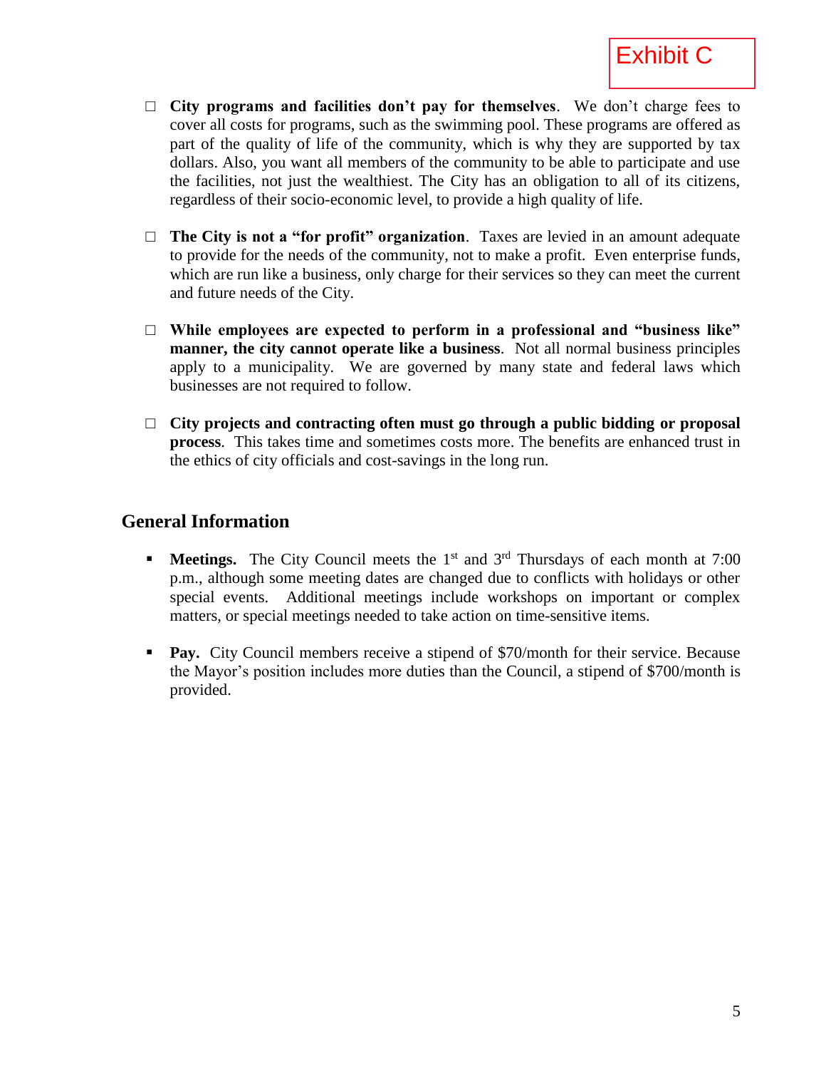Exhibit C

- **City programs and facilities don't pay for themselves**. We don't charge fees to cover all costs for programs, such as the swimming pool. These programs are offered as part of the quality of life of the community, which is why they are supported by tax dollars. Also, you want all members of the community to be able to participate and use the facilities, not just the wealthiest. The City has an obligation to all of its citizens, regardless of their socio-economic level, to provide a high quality of life.

- **The City is not a "for profit" organization**. Taxes are levied in an amount adequate to provide for the needs of the community, not to make a profit. Even enterprise funds, which are run like a business, only charge for their services so they can meet the current and future needs of the City.

- **While employees are expected to perform in a professional and "business like" manner, the city cannot operate like a business**. Not all normal business principles apply to a municipality. We are governed by many state and federal laws which businesses are not required to follow.

- **City projects and contracting often must go through a public bidding or proposal process**. This takes time and sometimes costs more. The benefits are enhanced trust in the ethics of city officials and cost-savings in the long run.

## General Information

- **Meetings.** The City Council meets the 1st and 3rd Thursdays of each month at 7:00 p.m., although some meeting dates are changed due to conflicts with holidays or other special events. Additional meetings include workshops on important or complex matters, or special meetings needed to take action on time-sensitive items.

- **Pay.** City Council members receive a stipend of $70/month for their service. Because the Mayor's position includes more duties than the Council, a stipend of $700/month is provided.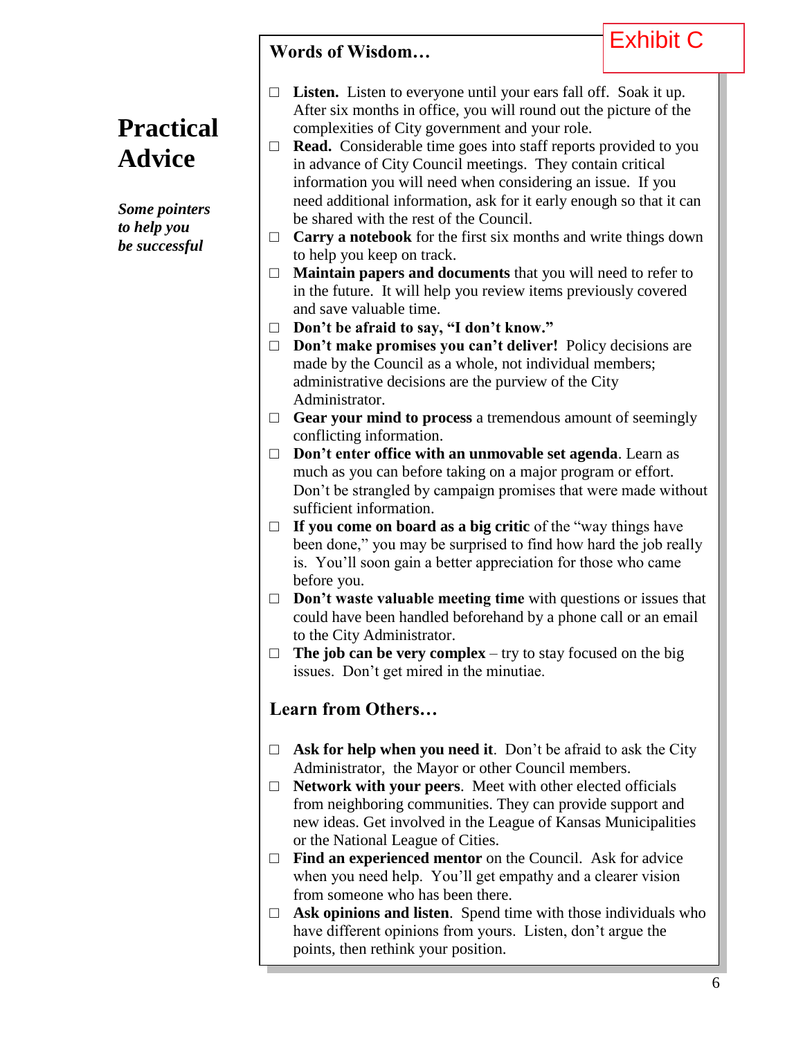Exhibit C

# Practical Advice

***Some pointers to help you be successful***

## Words of Wisdom…

- ☐ **Listen.** Listen to everyone until your ears fall off. Soak it up. After six months in office, you will round out the picture of the complexities of City government and your role.
- ☐ **Read.** Considerable time goes into staff reports provided to you in advance of City Council meetings. They contain critical information you will need when considering an issue. If you need additional information, ask for it early enough so that it can be shared with the rest of the Council.
- ☐ **Carry a notebook** for the first six months and write things down to help you keep on track.
- ☐ **Maintain papers and documents** that you will need to refer to in the future. It will help you review items previously covered and save valuable time.
- ☐ **Don't be afraid to say, "I don't know."**
- ☐ **Don't make promises you can't deliver!** Policy decisions are made by the Council as a whole, not individual members; administrative decisions are the purview of the City Administrator.
- ☐ **Gear your mind to process** a tremendous amount of seemingly conflicting information.
- ☐ **Don't enter office with an unmovable set agenda**. Learn as much as you can before taking on a major program or effort. Don't be strangled by campaign promises that were made without sufficient information.
- ☐ **If you come on board as a big critic** of the "way things have been done," you may be surprised to find how hard the job really is. You'll soon gain a better appreciation for those who came before you.
- ☐ **Don't waste valuable meeting time** with questions or issues that could have been handled beforehand by a phone call or an email to the City Administrator.
- ☐ **The job can be very complex** – try to stay focused on the big issues. Don't get mired in the minutiae.

## Learn from Others…

- ☐ **Ask for help when you need it**. Don't be afraid to ask the City Administrator, the Mayor or other Council members.
- ☐ **Network with your peers**. Meet with other elected officials from neighboring communities. They can provide support and new ideas. Get involved in the League of Kansas Municipalities or the National League of Cities.
- ☐ **Find an experienced mentor** on the Council. Ask for advice when you need help. You'll get empathy and a clearer vision from someone who has been there.
- ☐ **Ask opinions and listen**. Spend time with those individuals who have different opinions from yours. Listen, don't argue the points, then rethink your position.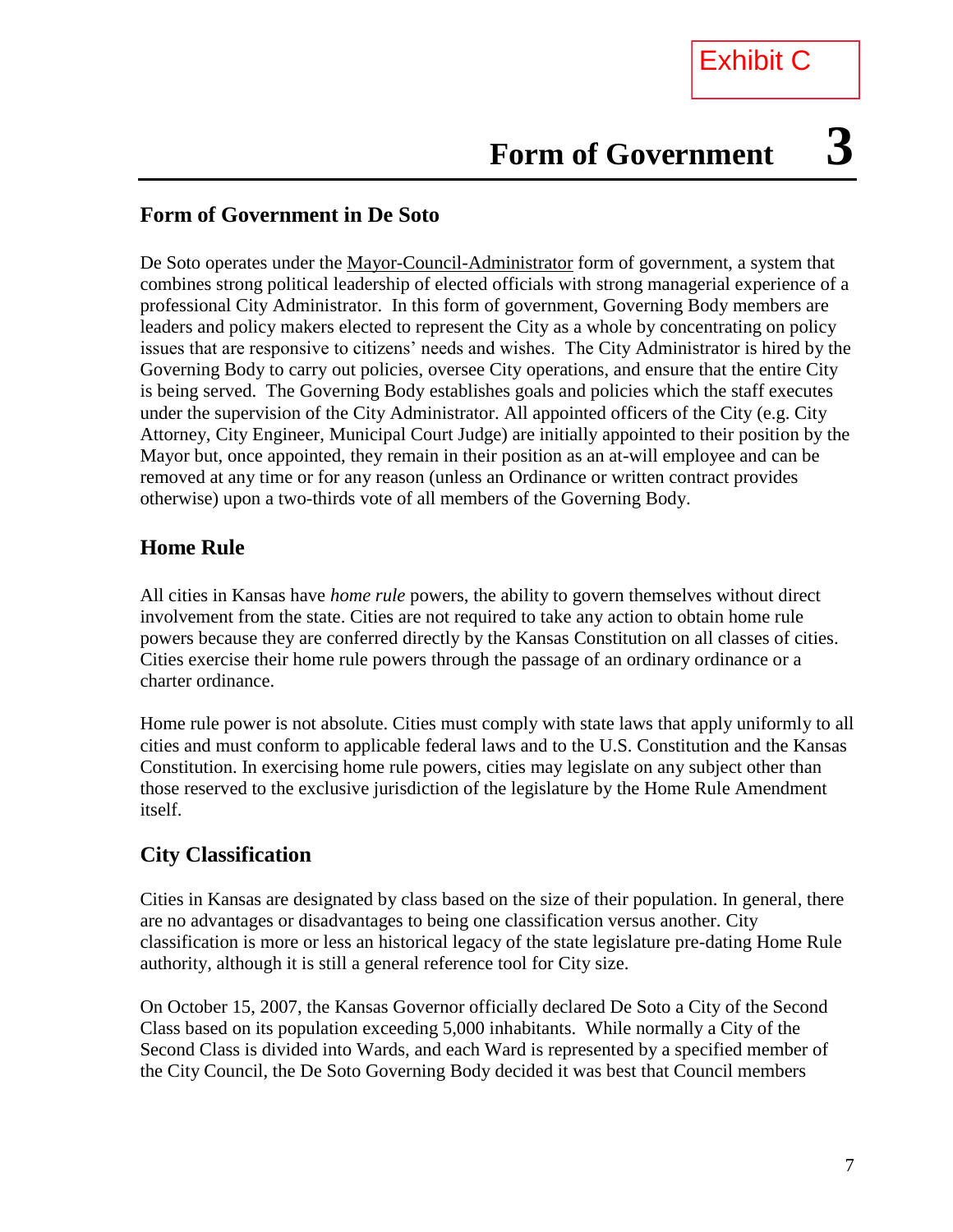Exhibit C

# Form of Government 3

## Form of Government in De Soto

De Soto operates under the Mayor-Council-Administrator form of government, a system that combines strong political leadership of elected officials with strong managerial experience of a professional City Administrator. In this form of government, Governing Body members are leaders and policy makers elected to represent the City as a whole by concentrating on policy issues that are responsive to citizens' needs and wishes. The City Administrator is hired by the Governing Body to carry out policies, oversee City operations, and ensure that the entire City is being served. The Governing Body establishes goals and policies which the staff executes under the supervision of the City Administrator. All appointed officers of the City (e.g. City Attorney, City Engineer, Municipal Court Judge) are initially appointed to their position by the Mayor but, once appointed, they remain in their position as an at-will employee and can be removed at any time or for any reason (unless an Ordinance or written contract provides otherwise) upon a two-thirds vote of all members of the Governing Body.

## Home Rule

All cities in Kansas have *home rule* powers, the ability to govern themselves without direct involvement from the state. Cities are not required to take any action to obtain home rule powers because they are conferred directly by the Kansas Constitution on all classes of cities. Cities exercise their home rule powers through the passage of an ordinary ordinance or a charter ordinance.

Home rule power is not absolute. Cities must comply with state laws that apply uniformly to all cities and must conform to applicable federal laws and to the U.S. Constitution and the Kansas Constitution. In exercising home rule powers, cities may legislate on any subject other than those reserved to the exclusive jurisdiction of the legislature by the Home Rule Amendment itself.

## City Classification

Cities in Kansas are designated by class based on the size of their population. In general, there are no advantages or disadvantages to being one classification versus another. City classification is more or less an historical legacy of the state legislature pre-dating Home Rule authority, although it is still a general reference tool for City size.

On October 15, 2007, the Kansas Governor officially declared De Soto a City of the Second Class based on its population exceeding 5,000 inhabitants. While normally a City of the Second Class is divided into Wards, and each Ward is represented by a specified member of the City Council, the De Soto Governing Body decided it was best that Council members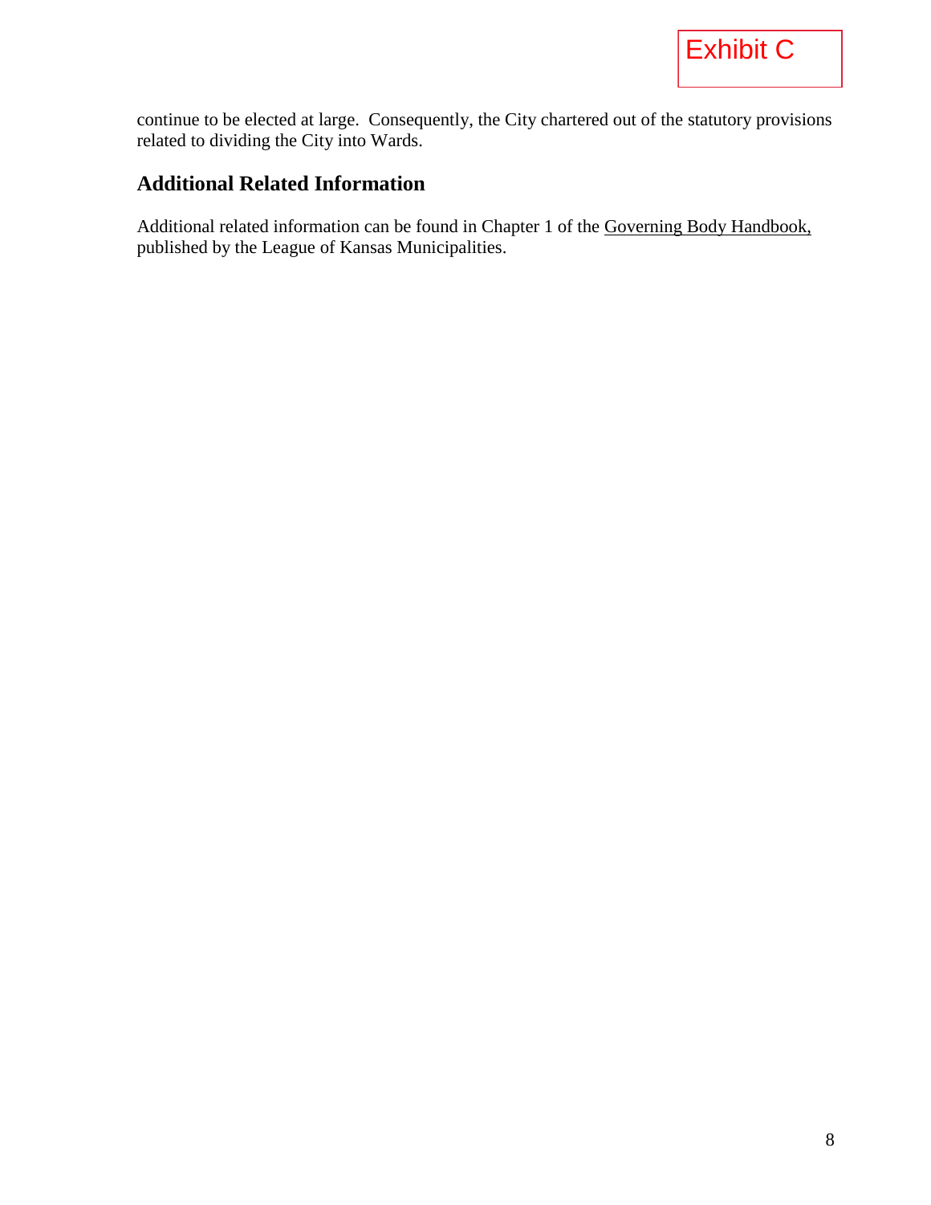Exhibit C

continue to be elected at large. Consequently, the City chartered out of the statutory provisions related to dividing the City into Wards.

## Additional Related Information

Additional related information can be found in Chapter 1 of the Governing Body Handbook, published by the League of Kansas Municipalities.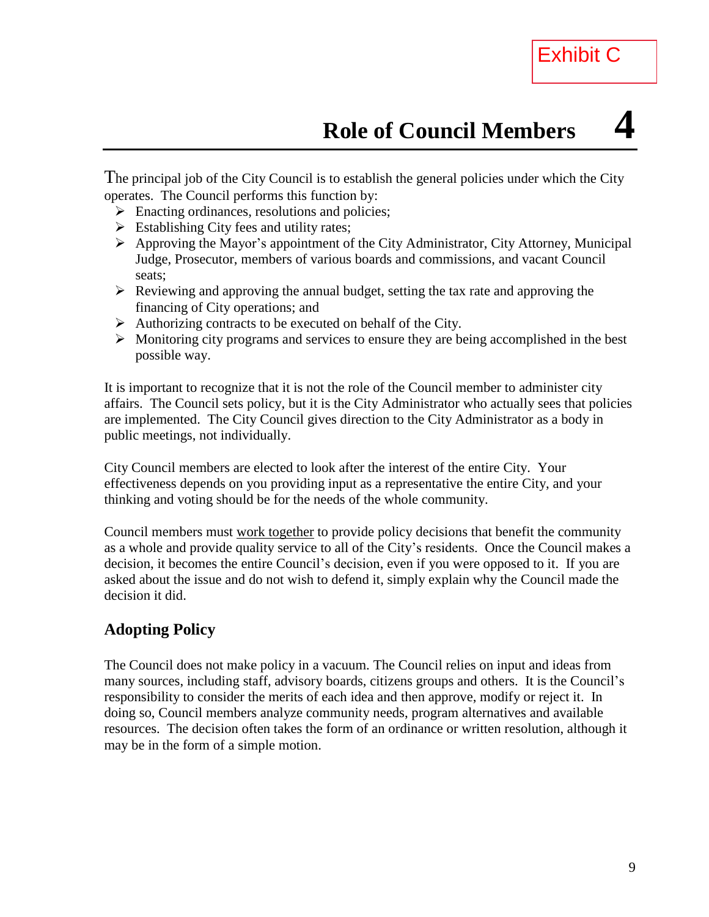Exhibit C

# Role of Council Members 4

The principal job of the City Council is to establish the general policies under which the City operates. The Council performs this function by:

- Enacting ordinances, resolutions and policies;
- Establishing City fees and utility rates;
- Approving the Mayor's appointment of the City Administrator, City Attorney, Municipal Judge, Prosecutor, members of various boards and commissions, and vacant Council seats;
- Reviewing and approving the annual budget, setting the tax rate and approving the financing of City operations; and
- Authorizing contracts to be executed on behalf of the City.
- Monitoring city programs and services to ensure they are being accomplished in the best possible way.

It is important to recognize that it is not the role of the Council member to administer city affairs. The Council sets policy, but it is the City Administrator who actually sees that policies are implemented. The City Council gives direction to the City Administrator as a body in public meetings, not individually.

City Council members are elected to look after the interest of the entire City. Your effectiveness depends on you providing input as a representative the entire City, and your thinking and voting should be for the needs of the whole community.

Council members must <u>work together</u> to provide policy decisions that benefit the community as a whole and provide quality service to all of the City's residents. Once the Council makes a decision, it becomes the entire Council's decision, even if you were opposed to it. If you are asked about the issue and do not wish to defend it, simply explain why the Council made the decision it did.

## Adopting Policy

The Council does not make policy in a vacuum. The Council relies on input and ideas from many sources, including staff, advisory boards, citizens groups and others. It is the Council's responsibility to consider the merits of each idea and then approve, modify or reject it. In doing so, Council members analyze community needs, program alternatives and available resources. The decision often takes the form of an ordinance or written resolution, although it may be in the form of a simple motion.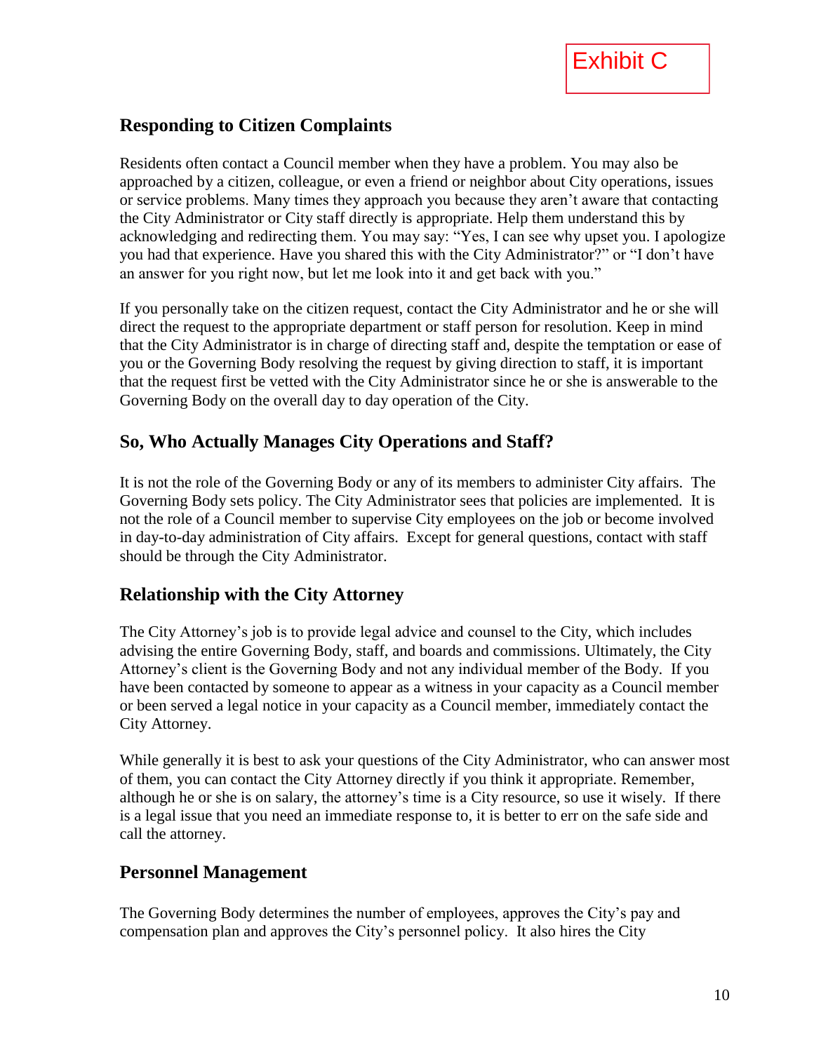Exhibit C

## Responding to Citizen Complaints

Residents often contact a Council member when they have a problem. You may also be approached by a citizen, colleague, or even a friend or neighbor about City operations, issues or service problems. Many times they approach you because they aren't aware that contacting the City Administrator or City staff directly is appropriate. Help them understand this by acknowledging and redirecting them. You may say: "Yes, I can see why upset you. I apologize you had that experience. Have you shared this with the City Administrator?" or "I don't have an answer for you right now, but let me look into it and get back with you."

If you personally take on the citizen request, contact the City Administrator and he or she will direct the request to the appropriate department or staff person for resolution. Keep in mind that the City Administrator is in charge of directing staff and, despite the temptation or ease of you or the Governing Body resolving the request by giving direction to staff, it is important that the request first be vetted with the City Administrator since he or she is answerable to the Governing Body on the overall day to day operation of the City.

## So, Who Actually Manages City Operations and Staff?

It is not the role of the Governing Body or any of its members to administer City affairs. The Governing Body sets policy. The City Administrator sees that policies are implemented. It is not the role of a Council member to supervise City employees on the job or become involved in day-to-day administration of City affairs. Except for general questions, contact with staff should be through the City Administrator.

## Relationship with the City Attorney

The City Attorney's job is to provide legal advice and counsel to the City, which includes advising the entire Governing Body, staff, and boards and commissions. Ultimately, the City Attorney's client is the Governing Body and not any individual member of the Body. If you have been contacted by someone to appear as a witness in your capacity as a Council member or been served a legal notice in your capacity as a Council member, immediately contact the City Attorney.

While generally it is best to ask your questions of the City Administrator, who can answer most of them, you can contact the City Attorney directly if you think it appropriate. Remember, although he or she is on salary, the attorney's time is a City resource, so use it wisely. If there is a legal issue that you need an immediate response to, it is better to err on the safe side and call the attorney.

## Personnel Management

The Governing Body determines the number of employees, approves the City's pay and compensation plan and approves the City's personnel policy. It also hires the City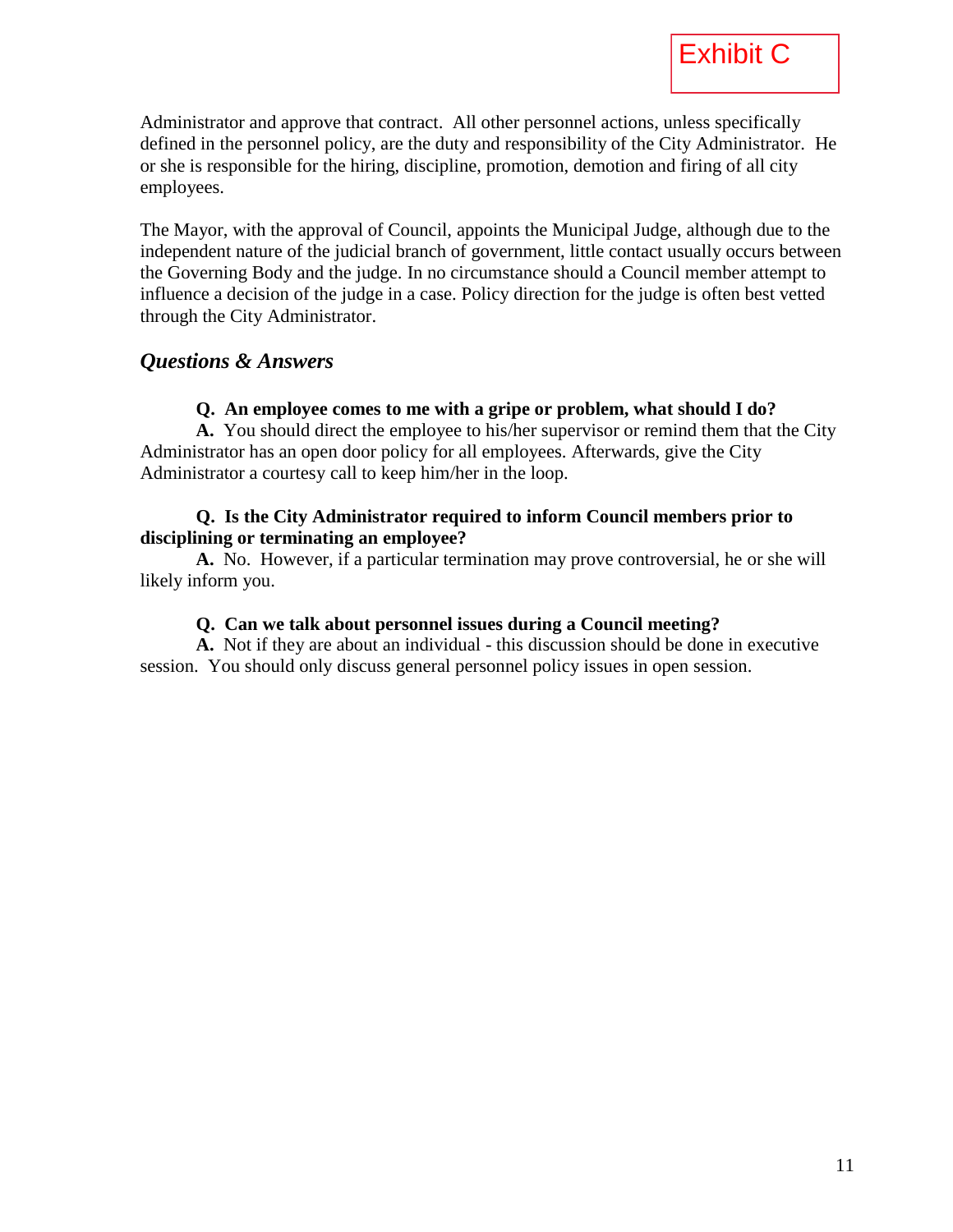Exhibit C

Administrator and approve that contract. All other personnel actions, unless specifically defined in the personnel policy, are the duty and responsibility of the City Administrator. He or she is responsible for the hiring, discipline, promotion, demotion and firing of all city employees.

The Mayor, with the approval of Council, appoints the Municipal Judge, although due to the independent nature of the judicial branch of government, little contact usually occurs between the Governing Body and the judge. In no circumstance should a Council member attempt to influence a decision of the judge in a case. Policy direction for the judge is often best vetted through the City Administrator.

## *Questions & Answers*

**Q. An employee comes to me with a gripe or problem, what should I do?**
**A.** You should direct the employee to his/her supervisor or remind them that the City Administrator has an open door policy for all employees. Afterwards, give the City Administrator a courtesy call to keep him/her in the loop.

**Q. Is the City Administrator required to inform Council members prior to disciplining or terminating an employee?**
**A.** No. However, if a particular termination may prove controversial, he or she will likely inform you.

**Q. Can we talk about personnel issues during a Council meeting?**
**A.** Not if they are about an individual - this discussion should be done in executive session. You should only discuss general personnel policy issues in open session.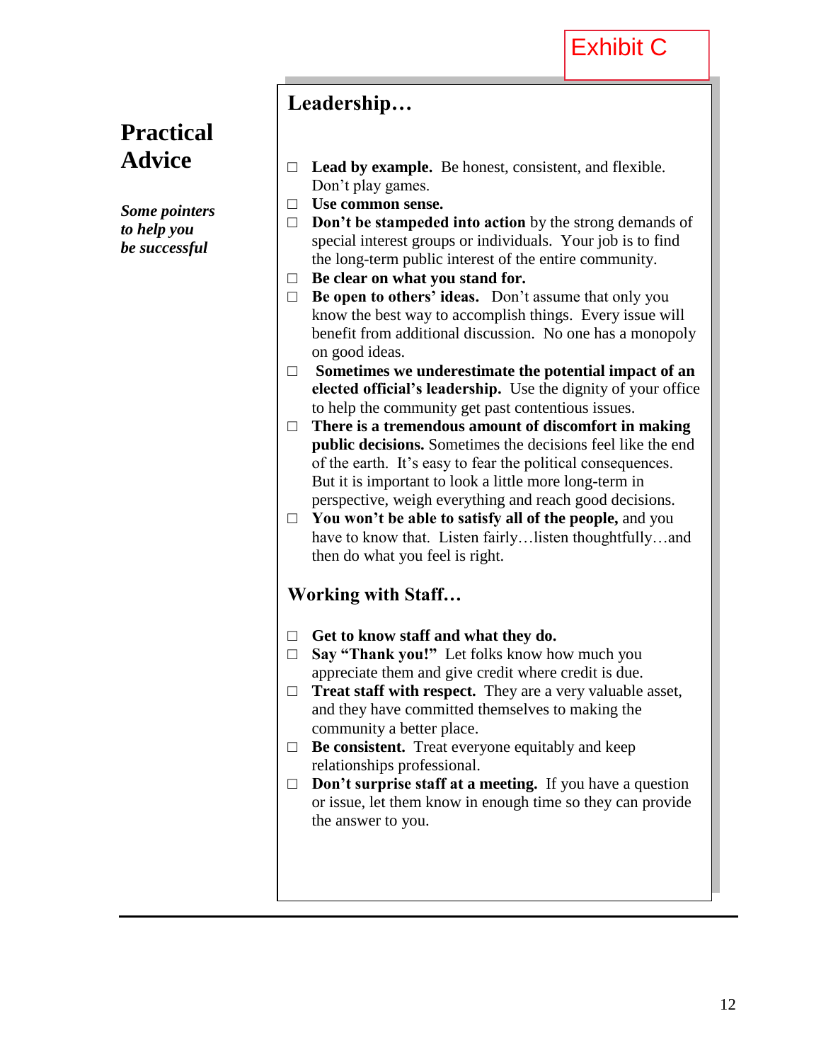Exhibit C

# Practical Advice

***Some pointers to help you be successful***

## Leadership…

- **Lead by example.** Be honest, consistent, and flexible. Don't play games.
- **Use common sense.**
- **Don't be stampeded into action** by the strong demands of special interest groups or individuals. Your job is to find the long-term public interest of the entire community.
- **Be clear on what you stand for.**
- **Be open to others' ideas.** Don't assume that only you know the best way to accomplish things. Every issue will benefit from additional discussion. No one has a monopoly on good ideas.
- **Sometimes we underestimate the potential impact of an elected official's leadership.** Use the dignity of your office to help the community get past contentious issues.
- **There is a tremendous amount of discomfort in making public decisions.** Sometimes the decisions feel like the end of the earth. It's easy to fear the political consequences. But it is important to look a little more long-term in perspective, weigh everything and reach good decisions.
- **You won't be able to satisfy all of the people,** and you have to know that. Listen fairly…listen thoughtfully…and then do what you feel is right.

## Working with Staff…

- **Get to know staff and what they do.**
- **Say "Thank you!"** Let folks know how much you appreciate them and give credit where credit is due.
- **Treat staff with respect.** They are a very valuable asset, and they have committed themselves to making the community a better place.
- **Be consistent.** Treat everyone equitably and keep relationships professional.
- **Don't surprise staff at a meeting.** If you have a question or issue, let them know in enough time so they can provide the answer to you.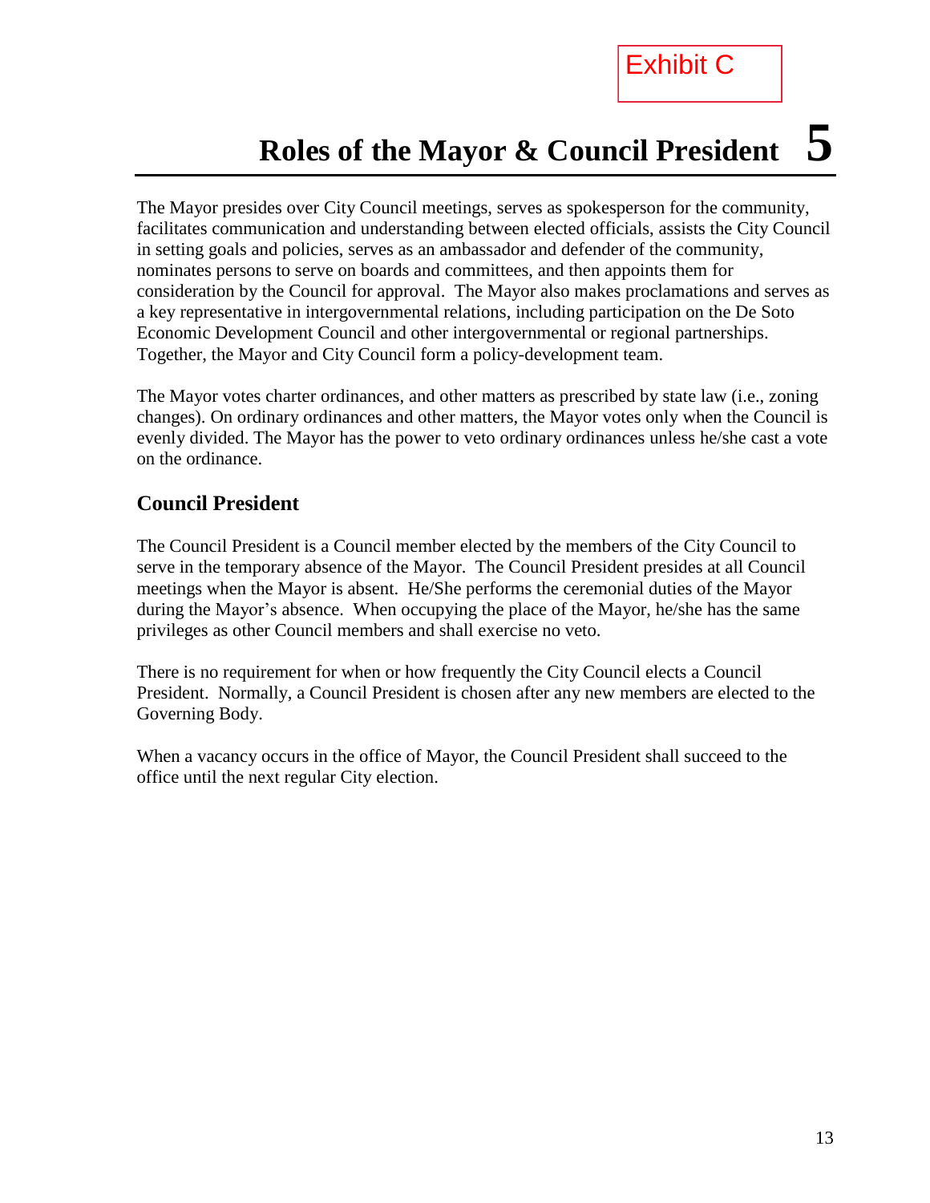Exhibit C

# Roles of the Mayor & Council President 5

The Mayor presides over City Council meetings, serves as spokesperson for the community, facilitates communication and understanding between elected officials, assists the City Council in setting goals and policies, serves as an ambassador and defender of the community, nominates persons to serve on boards and committees, and then appoints them for consideration by the Council for approval. The Mayor also makes proclamations and serves as a key representative in intergovernmental relations, including participation on the De Soto Economic Development Council and other intergovernmental or regional partnerships. Together, the Mayor and City Council form a policy-development team.

The Mayor votes charter ordinances, and other matters as prescribed by state law (i.e., zoning changes). On ordinary ordinances and other matters, the Mayor votes only when the Council is evenly divided. The Mayor has the power to veto ordinary ordinances unless he/she cast a vote on the ordinance.

## Council President

The Council President is a Council member elected by the members of the City Council to serve in the temporary absence of the Mayor. The Council President presides at all Council meetings when the Mayor is absent. He/She performs the ceremonial duties of the Mayor during the Mayor's absence. When occupying the place of the Mayor, he/she has the same privileges as other Council members and shall exercise no veto.

There is no requirement for when or how frequently the City Council elects a Council President. Normally, a Council President is chosen after any new members are elected to the Governing Body.

When a vacancy occurs in the office of Mayor, the Council President shall succeed to the office until the next regular City election.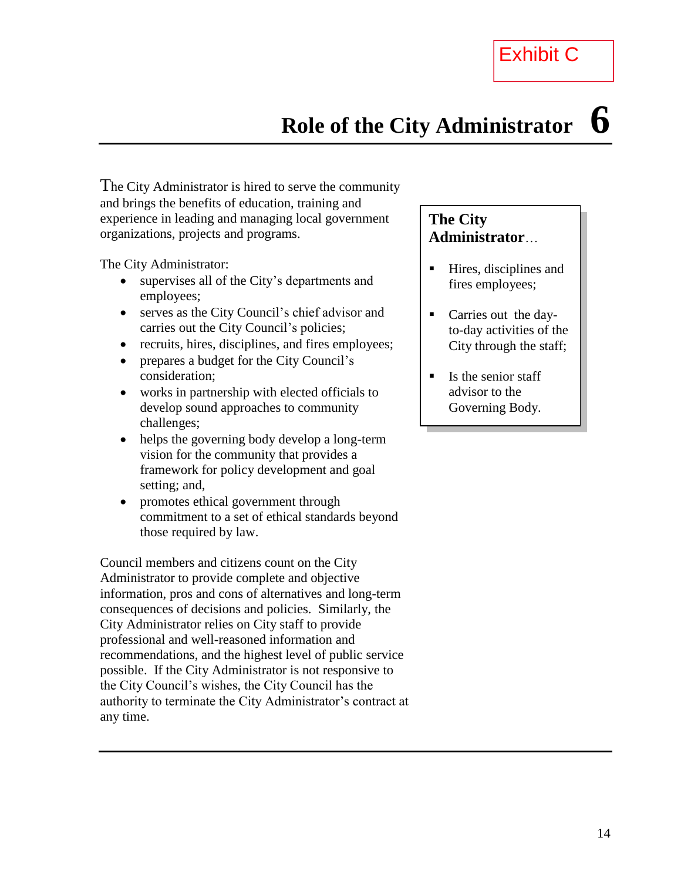Exhibit C

# Role of the City Administrator 6

The City Administrator is hired to serve the community and brings the benefits of education, training and experience in leading and managing local government organizations, projects and programs.

The City Administrator:

- supervises all of the City's departments and employees;
- serves as the City Council's chief advisor and carries out the City Council's policies;
- recruits, hires, disciplines, and fires employees;
- prepares a budget for the City Council's consideration;
- works in partnership with elected officials to develop sound approaches to community challenges;
- helps the governing body develop a long-term vision for the community that provides a framework for policy development and goal setting; and,
- promotes ethical government through commitment to a set of ethical standards beyond those required by law.

Council members and citizens count on the City Administrator to provide complete and objective information, pros and cons of alternatives and long-term consequences of decisions and policies. Similarly, the City Administrator relies on City staff to provide professional and well-reasoned information and recommendations, and the highest level of public service possible. If the City Administrator is not responsive to the City Council's wishes, the City Council has the authority to terminate the City Administrator's contract at any time.

**The City Administrator**…

- Hires, disciplines and fires employees;
- Carries out the day-to-day activities of the City through the staff;
- Is the senior staff advisor to the Governing Body.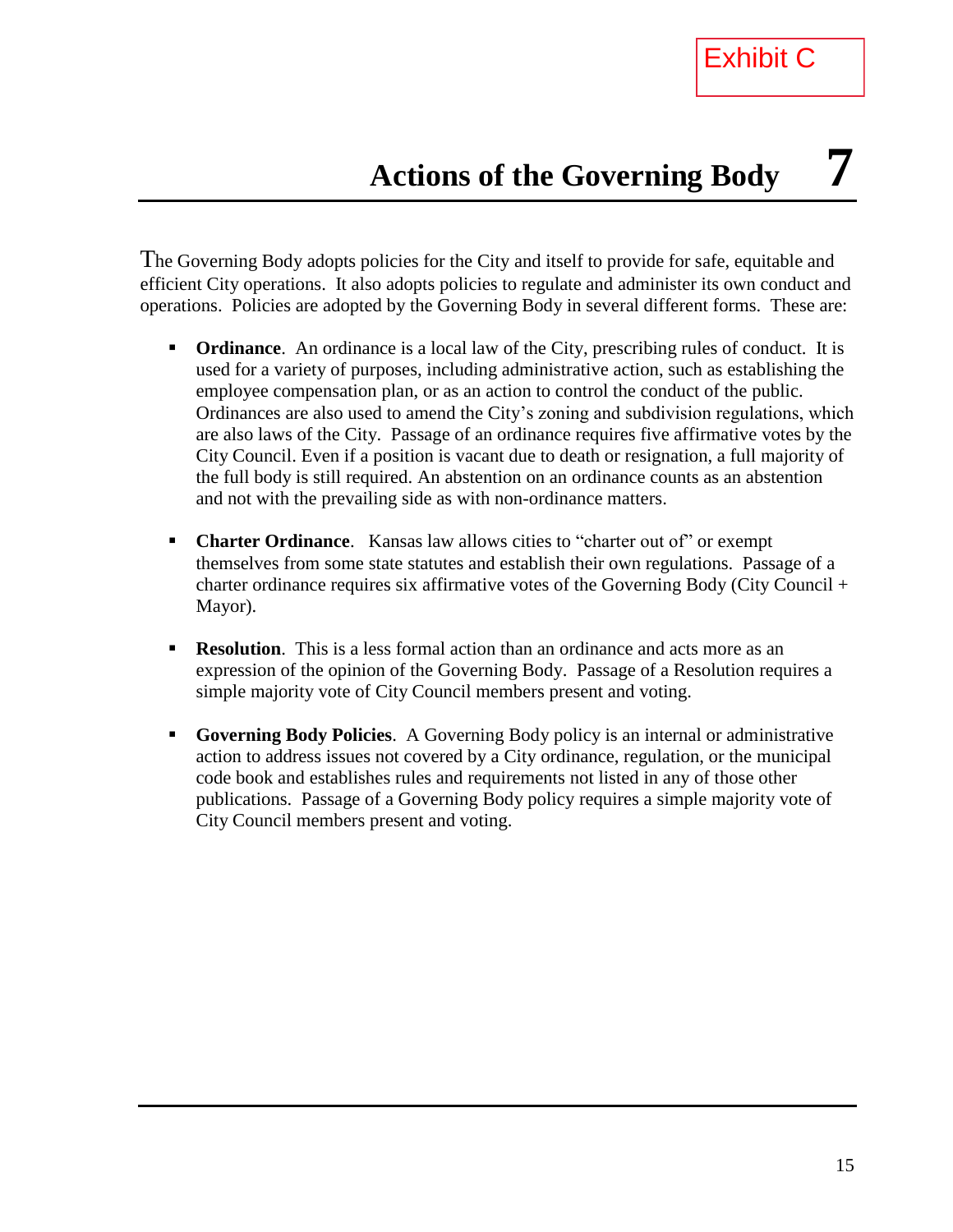Exhibit C

# Actions of the Governing Body 7

The Governing Body adopts policies for the City and itself to provide for safe, equitable and efficient City operations. It also adopts policies to regulate and administer its own conduct and operations. Policies are adopted by the Governing Body in several different forms. These are:

- **Ordinance**. An ordinance is a local law of the City, prescribing rules of conduct. It is used for a variety of purposes, including administrative action, such as establishing the employee compensation plan, or as an action to control the conduct of the public. Ordinances are also used to amend the City's zoning and subdivision regulations, which are also laws of the City. Passage of an ordinance requires five affirmative votes by the City Council. Even if a position is vacant due to death or resignation, a full majority of the full body is still required. An abstention on an ordinance counts as an abstention and not with the prevailing side as with non-ordinance matters.

- **Charter Ordinance**. Kansas law allows cities to "charter out of" or exempt themselves from some state statutes and establish their own regulations. Passage of a charter ordinance requires six affirmative votes of the Governing Body (City Council + Mayor).

- **Resolution**. This is a less formal action than an ordinance and acts more as an expression of the opinion of the Governing Body. Passage of a Resolution requires a simple majority vote of City Council members present and voting.

- **Governing Body Policies**. A Governing Body policy is an internal or administrative action to address issues not covered by a City ordinance, regulation, or the municipal code book and establishes rules and requirements not listed in any of those other publications. Passage of a Governing Body policy requires a simple majority vote of City Council members present and voting.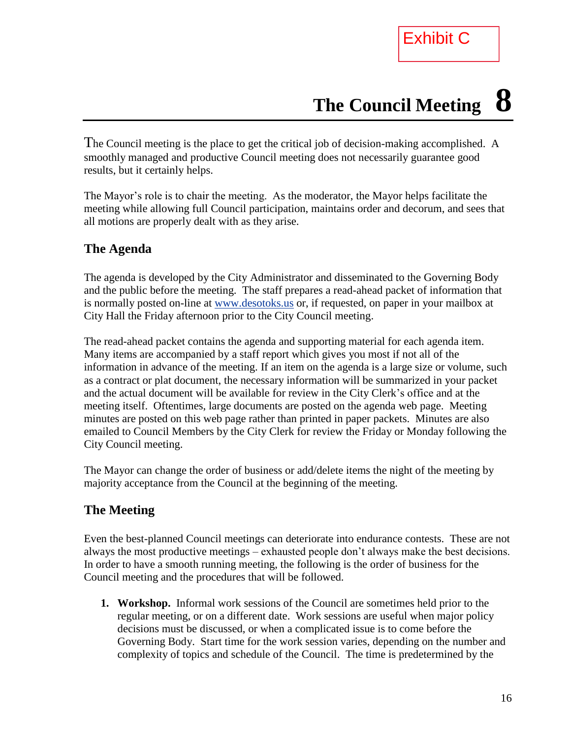Exhibit C

# The Council Meeting 8

The Council meeting is the place to get the critical job of decision-making accomplished. A smoothly managed and productive Council meeting does not necessarily guarantee good results, but it certainly helps.

The Mayor's role is to chair the meeting. As the moderator, the Mayor helps facilitate the meeting while allowing full Council participation, maintains order and decorum, and sees that all motions are properly dealt with as they arise.

## The Agenda

The agenda is developed by the City Administrator and disseminated to the Governing Body and the public before the meeting. The staff prepares a read-ahead packet of information that is normally posted on-line at [www.desotoks.us](www.desotoks.us) or, if requested, on paper in your mailbox at City Hall the Friday afternoon prior to the City Council meeting.

The read-ahead packet contains the agenda and supporting material for each agenda item. Many items are accompanied by a staff report which gives you most if not all of the information in advance of the meeting. If an item on the agenda is a large size or volume, such as a contract or plat document, the necessary information will be summarized in your packet and the actual document will be available for review in the City Clerk's office and at the meeting itself. Oftentimes, large documents are posted on the agenda web page. Meeting minutes are posted on this web page rather than printed in paper packets. Minutes are also emailed to Council Members by the City Clerk for review the Friday or Monday following the City Council meeting.

The Mayor can change the order of business or add/delete items the night of the meeting by majority acceptance from the Council at the beginning of the meeting.

## The Meeting

Even the best-planned Council meetings can deteriorate into endurance contests. These are not always the most productive meetings – exhausted people don't always make the best decisions. In order to have a smooth running meeting, the following is the order of business for the Council meeting and the procedures that will be followed.

1. **Workshop.** Informal work sessions of the Council are sometimes held prior to the regular meeting, or on a different date. Work sessions are useful when major policy decisions must be discussed, or when a complicated issue is to come before the Governing Body. Start time for the work session varies, depending on the number and complexity of topics and schedule of the Council. The time is predetermined by the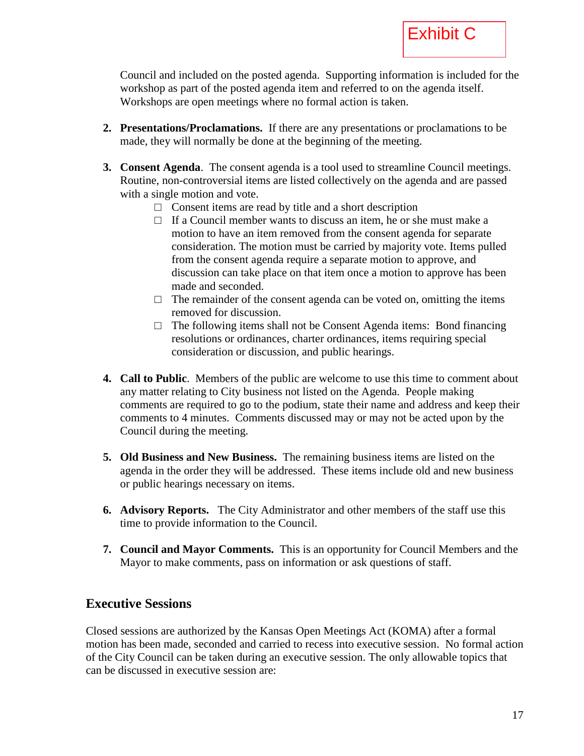Exhibit C

Council and included on the posted agenda. Supporting information is included for the workshop as part of the posted agenda item and referred to on the agenda itself. Workshops are open meetings where no formal action is taken.

2. **Presentations/Proclamations.** If there are any presentations or proclamations to be made, they will normally be done at the beginning of the meeting.

3. **Consent Agenda**. The consent agenda is a tool used to streamline Council meetings. Routine, non-controversial items are listed collectively on the agenda and are passed with a single motion and vote.
   - Consent items are read by title and a short description
   - If a Council member wants to discuss an item, he or she must make a motion to have an item removed from the consent agenda for separate consideration. The motion must be carried by majority vote. Items pulled from the consent agenda require a separate motion to approve, and discussion can take place on that item once a motion to approve has been made and seconded.
   - The remainder of the consent agenda can be voted on, omitting the items removed for discussion.
   - The following items shall not be Consent Agenda items: Bond financing resolutions or ordinances, charter ordinances, items requiring special consideration or discussion, and public hearings.

4. **Call to Public**. Members of the public are welcome to use this time to comment about any matter relating to City business not listed on the Agenda. People making comments are required to go to the podium, state their name and address and keep their comments to 4 minutes. Comments discussed may or may not be acted upon by the Council during the meeting.

5. **Old Business and New Business.** The remaining business items are listed on the agenda in the order they will be addressed. These items include old and new business or public hearings necessary on items.

6. **Advisory Reports.** The City Administrator and other members of the staff use this time to provide information to the Council.

7. **Council and Mayor Comments.** This is an opportunity for Council Members and the Mayor to make comments, pass on information or ask questions of staff.

## Executive Sessions

Closed sessions are authorized by the Kansas Open Meetings Act (KOMA) after a formal motion has been made, seconded and carried to recess into executive session. No formal action of the City Council can be taken during an executive session. The only allowable topics that can be discussed in executive session are: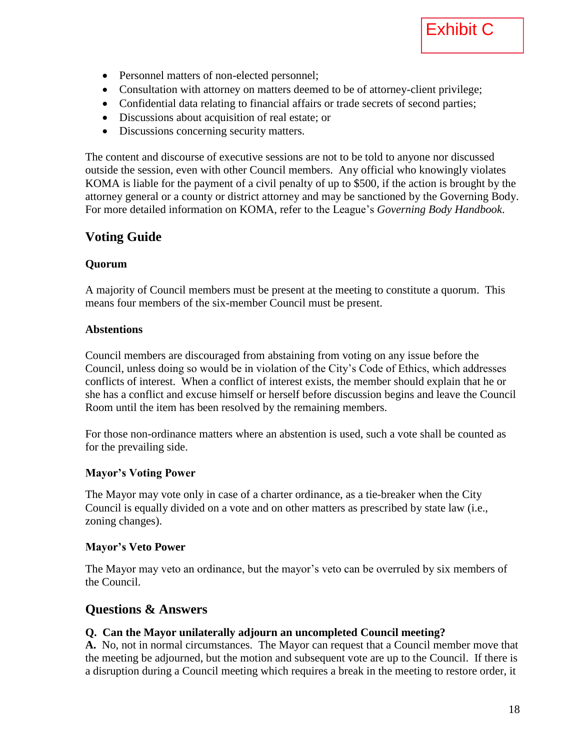Exhibit C

- Personnel matters of non-elected personnel;
- Consultation with attorney on matters deemed to be of attorney-client privilege;
- Confidential data relating to financial affairs or trade secrets of second parties;
- Discussions about acquisition of real estate; or
- Discussions concerning security matters.

The content and discourse of executive sessions are not to be told to anyone nor discussed outside the session, even with other Council members. Any official who knowingly violates KOMA is liable for the payment of a civil penalty of up to $500, if the action is brought by the attorney general or a county or district attorney and may be sanctioned by the Governing Body. For more detailed information on KOMA, refer to the League's *Governing Body Handbook*.

## Voting Guide

### Quorum

A majority of Council members must be present at the meeting to constitute a quorum. This means four members of the six-member Council must be present.

### Abstentions

Council members are discouraged from abstaining from voting on any issue before the Council, unless doing so would be in violation of the City's Code of Ethics, which addresses conflicts of interest. When a conflict of interest exists, the member should explain that he or she has a conflict and excuse himself or herself before discussion begins and leave the Council Room until the item has been resolved by the remaining members.

For those non-ordinance matters where an abstention is used, such a vote shall be counted as for the prevailing side.

### Mayor's Voting Power

The Mayor may vote only in case of a charter ordinance, as a tie-breaker when the City Council is equally divided on a vote and on other matters as prescribed by state law (i.e., zoning changes).

### Mayor's Veto Power

The Mayor may veto an ordinance, but the mayor's veto can be overruled by six members of the Council.

## Questions & Answers

**Q. Can the Mayor unilaterally adjourn an uncompleted Council meeting?**
**A.** No, not in normal circumstances. The Mayor can request that a Council member move that the meeting be adjourned, but the motion and subsequent vote are up to the Council. If there is a disruption during a Council meeting which requires a break in the meeting to restore order, it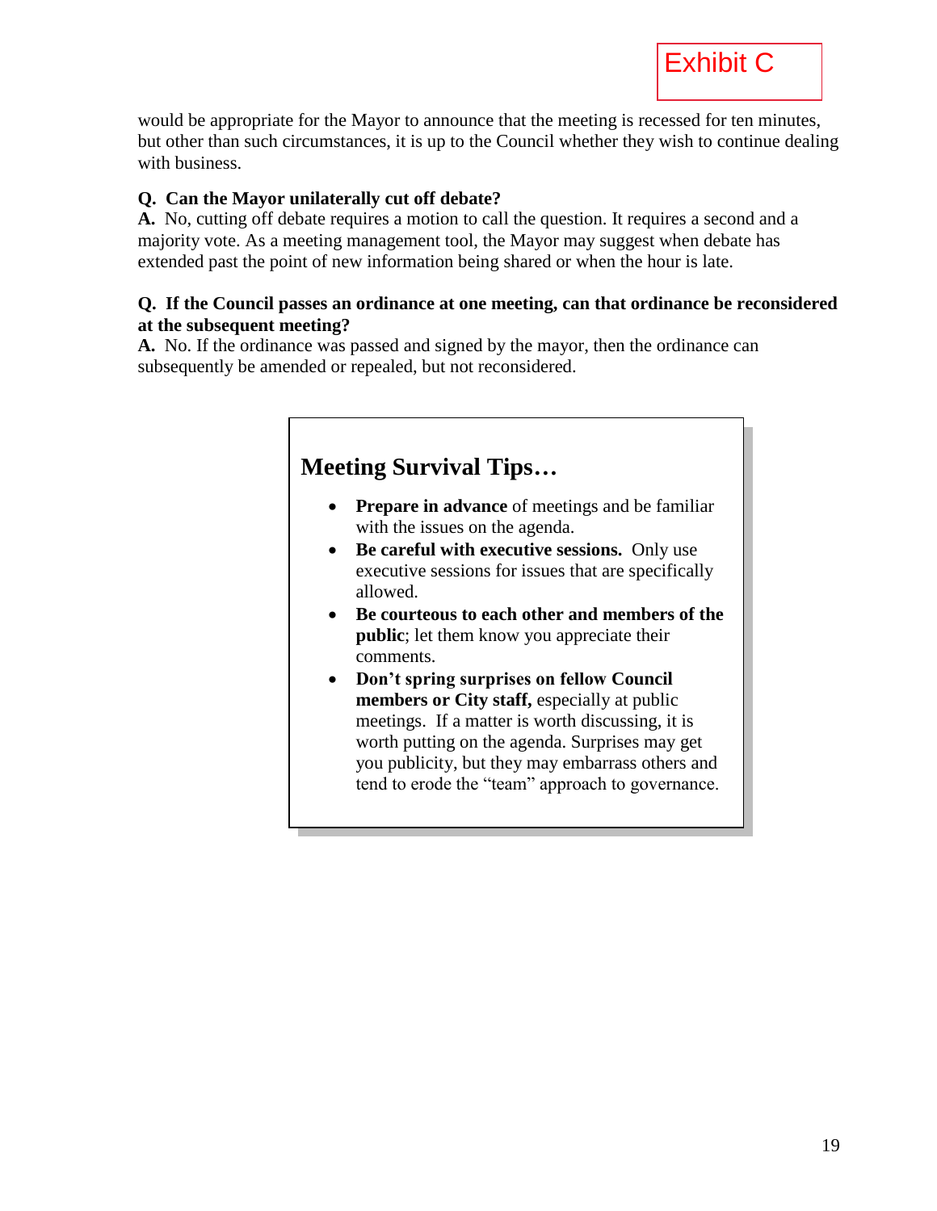Exhibit C

would be appropriate for the Mayor to announce that the meeting is recessed for ten minutes, but other than such circumstances, it is up to the Council whether they wish to continue dealing with business.

**Q. Can the Mayor unilaterally cut off debate?**
**A.** No, cutting off debate requires a motion to call the question. It requires a second and a majority vote. As a meeting management tool, the Mayor may suggest when debate has extended past the point of new information being shared or when the hour is late.

**Q. If the Council passes an ordinance at one meeting, can that ordinance be reconsidered at the subsequent meeting?**
**A.** No. If the ordinance was passed and signed by the mayor, then the ordinance can subsequently be amended or repealed, but not reconsidered.

## Meeting Survival Tips…

- **Prepare in advance** of meetings and be familiar with the issues on the agenda.
- **Be careful with executive sessions.** Only use executive sessions for issues that are specifically allowed.
- **Be courteous to each other and members of the public**; let them know you appreciate their comments.
- **Don't spring surprises on fellow Council members or City staff,** especially at public meetings. If a matter is worth discussing, it is worth putting on the agenda. Surprises may get you publicity, but they may embarrass others and tend to erode the "team" approach to governance.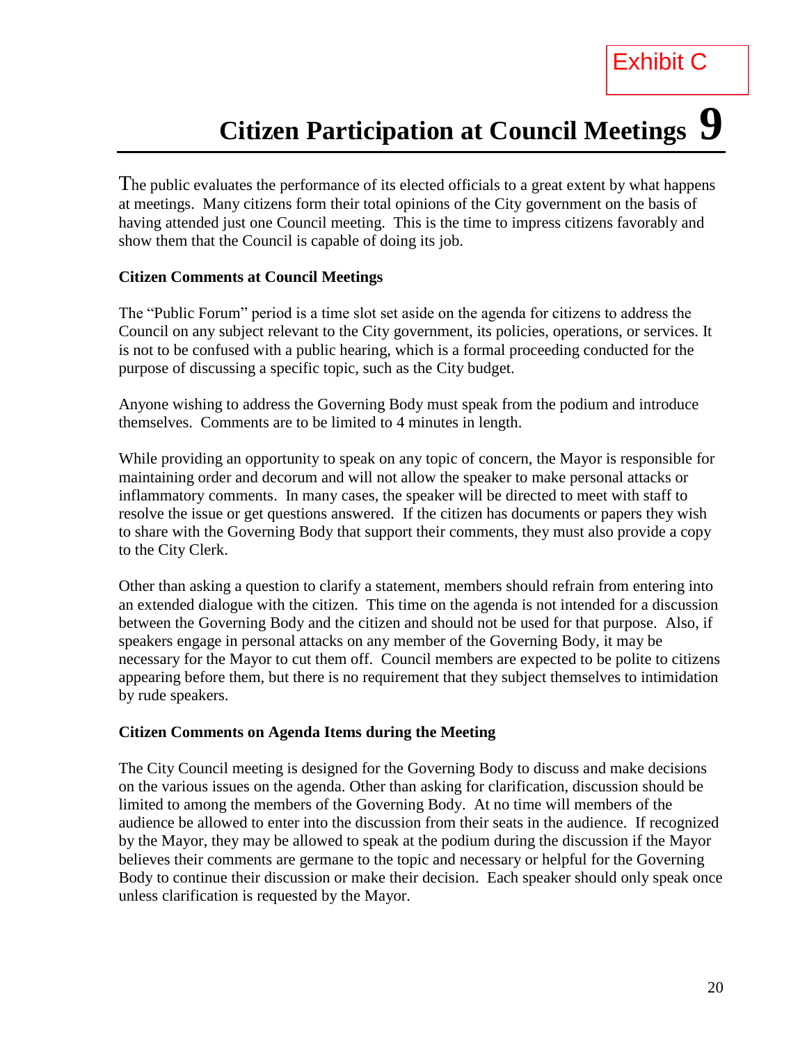Exhibit C

# Citizen Participation at Council Meetings 9

The public evaluates the performance of its elected officials to a great extent by what happens at meetings. Many citizens form their total opinions of the City government on the basis of having attended just one Council meeting. This is the time to impress citizens favorably and show them that the Council is capable of doing its job.

**Citizen Comments at Council Meetings**

The "Public Forum" period is a time slot set aside on the agenda for citizens to address the Council on any subject relevant to the City government, its policies, operations, or services. It is not to be confused with a public hearing, which is a formal proceeding conducted for the purpose of discussing a specific topic, such as the City budget.

Anyone wishing to address the Governing Body must speak from the podium and introduce themselves. Comments are to be limited to 4 minutes in length.

While providing an opportunity to speak on any topic of concern, the Mayor is responsible for maintaining order and decorum and will not allow the speaker to make personal attacks or inflammatory comments. In many cases, the speaker will be directed to meet with staff to resolve the issue or get questions answered. If the citizen has documents or papers they wish to share with the Governing Body that support their comments, they must also provide a copy to the City Clerk.

Other than asking a question to clarify a statement, members should refrain from entering into an extended dialogue with the citizen. This time on the agenda is not intended for a discussion between the Governing Body and the citizen and should not be used for that purpose. Also, if speakers engage in personal attacks on any member of the Governing Body, it may be necessary for the Mayor to cut them off. Council members are expected to be polite to citizens appearing before them, but there is no requirement that they subject themselves to intimidation by rude speakers.

**Citizen Comments on Agenda Items during the Meeting**

The City Council meeting is designed for the Governing Body to discuss and make decisions on the various issues on the agenda. Other than asking for clarification, discussion should be limited to among the members of the Governing Body. At no time will members of the audience be allowed to enter into the discussion from their seats in the audience. If recognized by the Mayor, they may be allowed to speak at the podium during the discussion if the Mayor believes their comments are germane to the topic and necessary or helpful for the Governing Body to continue their discussion or make their decision. Each speaker should only speak once unless clarification is requested by the Mayor.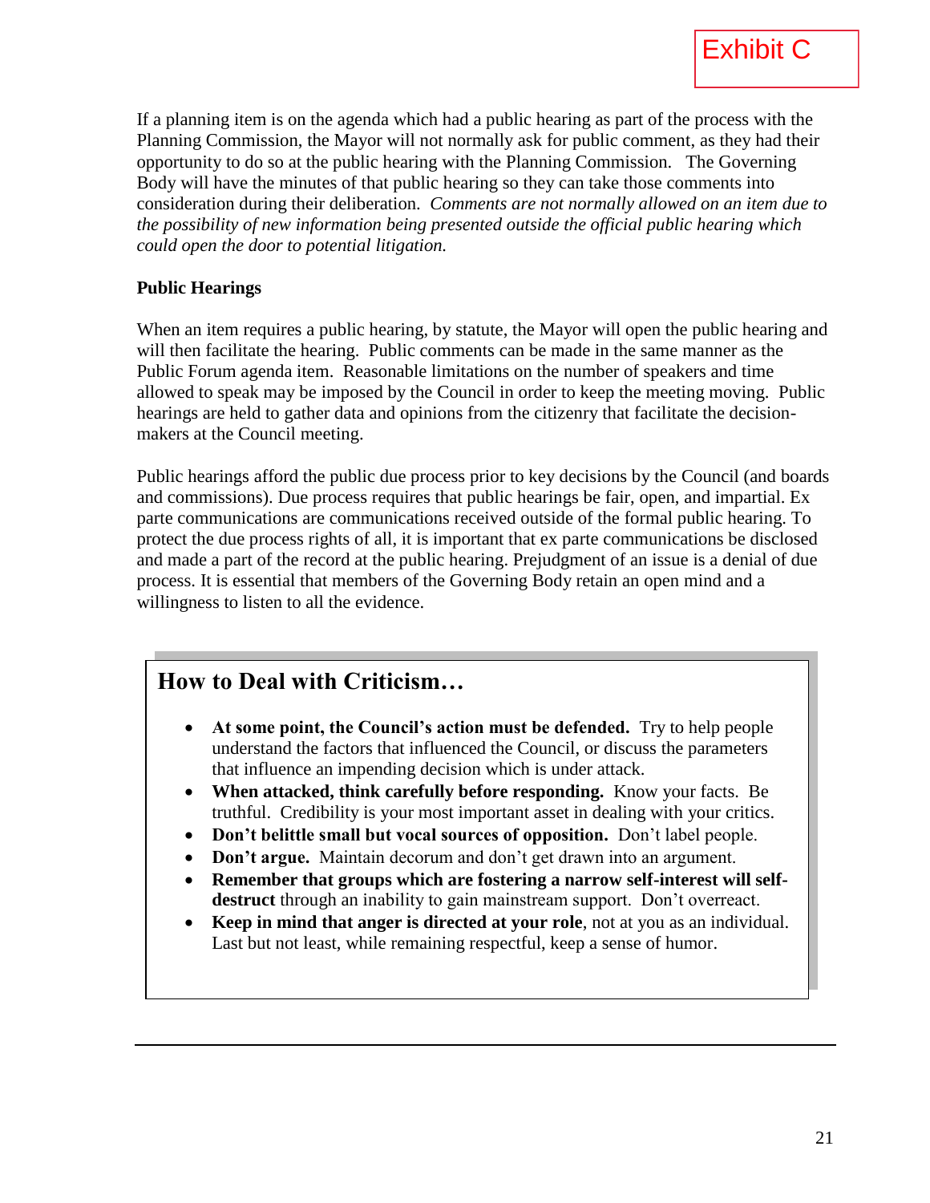Exhibit C

If a planning item is on the agenda which had a public hearing as part of the process with the Planning Commission, the Mayor will not normally ask for public comment, as they had their opportunity to do so at the public hearing with the Planning Commission. The Governing Body will have the minutes of that public hearing so they can take those comments into consideration during their deliberation. *Comments are not normally allowed on an item due to the possibility of new information being presented outside the official public hearing which could open the door to potential litigation.*

**Public Hearings**

When an item requires a public hearing, by statute, the Mayor will open the public hearing and will then facilitate the hearing. Public comments can be made in the same manner as the Public Forum agenda item. Reasonable limitations on the number of speakers and time allowed to speak may be imposed by the Council in order to keep the meeting moving. Public hearings are held to gather data and opinions from the citizenry that facilitate the decision-makers at the Council meeting.

Public hearings afford the public due process prior to key decisions by the Council (and boards and commissions). Due process requires that public hearings be fair, open, and impartial. Ex parte communications are communications received outside of the formal public hearing. To protect the due process rights of all, it is important that ex parte communications be disclosed and made a part of the record at the public hearing. Prejudgment of an issue is a denial of due process. It is essential that members of the Governing Body retain an open mind and a willingness to listen to all the evidence.

## How to Deal with Criticism…

- **At some point, the Council's action must be defended.** Try to help people understand the factors that influenced the Council, or discuss the parameters that influence an impending decision which is under attack.
- **When attacked, think carefully before responding.** Know your facts. Be truthful. Credibility is your most important asset in dealing with your critics.
- **Don't belittle small but vocal sources of opposition.** Don't label people.
- **Don't argue.** Maintain decorum and don't get drawn into an argument.
- **Remember that groups which are fostering a narrow self-interest will self-destruct** through an inability to gain mainstream support. Don't overreact.
- **Keep in mind that anger is directed at your role**, not at you as an individual. Last but not least, while remaining respectful, keep a sense of humor.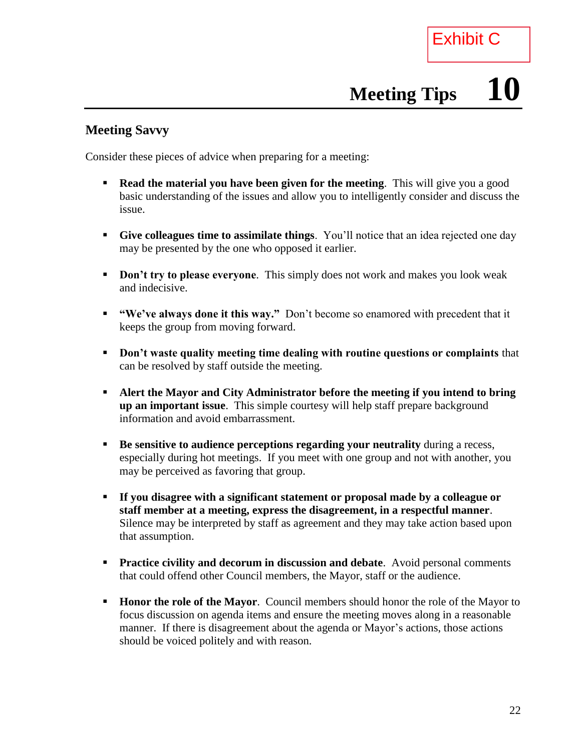Exhibit C

# Meeting Tips 10

## Meeting Savvy

Consider these pieces of advice when preparing for a meeting:

- **Read the material you have been given for the meeting**. This will give you a good basic understanding of the issues and allow you to intelligently consider and discuss the issue.

- **Give colleagues time to assimilate things**. You'll notice that an idea rejected one day may be presented by the one who opposed it earlier.

- **Don't try to please everyone**. This simply does not work and makes you look weak and indecisive.

- **"We've always done it this way."** Don't become so enamored with precedent that it keeps the group from moving forward.

- **Don't waste quality meeting time dealing with routine questions or complaints** that can be resolved by staff outside the meeting.

- **Alert the Mayor and City Administrator before the meeting if you intend to bring up an important issue**. This simple courtesy will help staff prepare background information and avoid embarrassment.

- **Be sensitive to audience perceptions regarding your neutrality** during a recess, especially during hot meetings. If you meet with one group and not with another, you may be perceived as favoring that group.

- **If you disagree with a significant statement or proposal made by a colleague or staff member at a meeting, express the disagreement, in a respectful manner**. Silence may be interpreted by staff as agreement and they may take action based upon that assumption.

- **Practice civility and decorum in discussion and debate**. Avoid personal comments that could offend other Council members, the Mayor, staff or the audience.

- **Honor the role of the Mayor**. Council members should honor the role of the Mayor to focus discussion on agenda items and ensure the meeting moves along in a reasonable manner. If there is disagreement about the agenda or Mayor's actions, those actions should be voiced politely and with reason.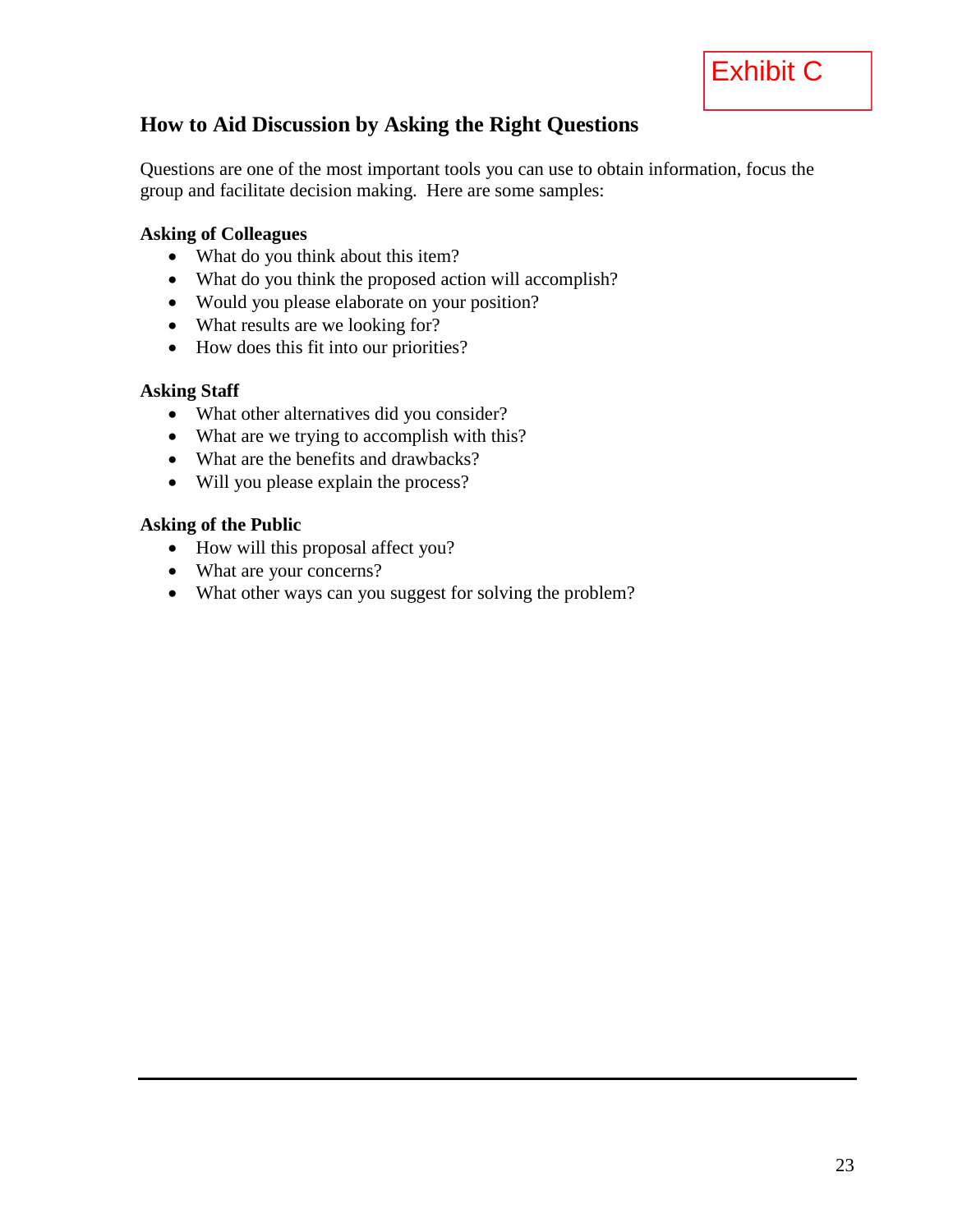Exhibit C

## How to Aid Discussion by Asking the Right Questions

Questions are one of the most important tools you can use to obtain information, focus the group and facilitate decision making. Here are some samples:

**Asking of Colleagues**

- What do you think about this item?
- What do you think the proposed action will accomplish?
- Would you please elaborate on your position?
- What results are we looking for?
- How does this fit into our priorities?

**Asking Staff**

- What other alternatives did you consider?
- What are we trying to accomplish with this?
- What are the benefits and drawbacks?
- Will you please explain the process?

**Asking of the Public**

- How will this proposal affect you?
- What are your concerns?
- What other ways can you suggest for solving the problem?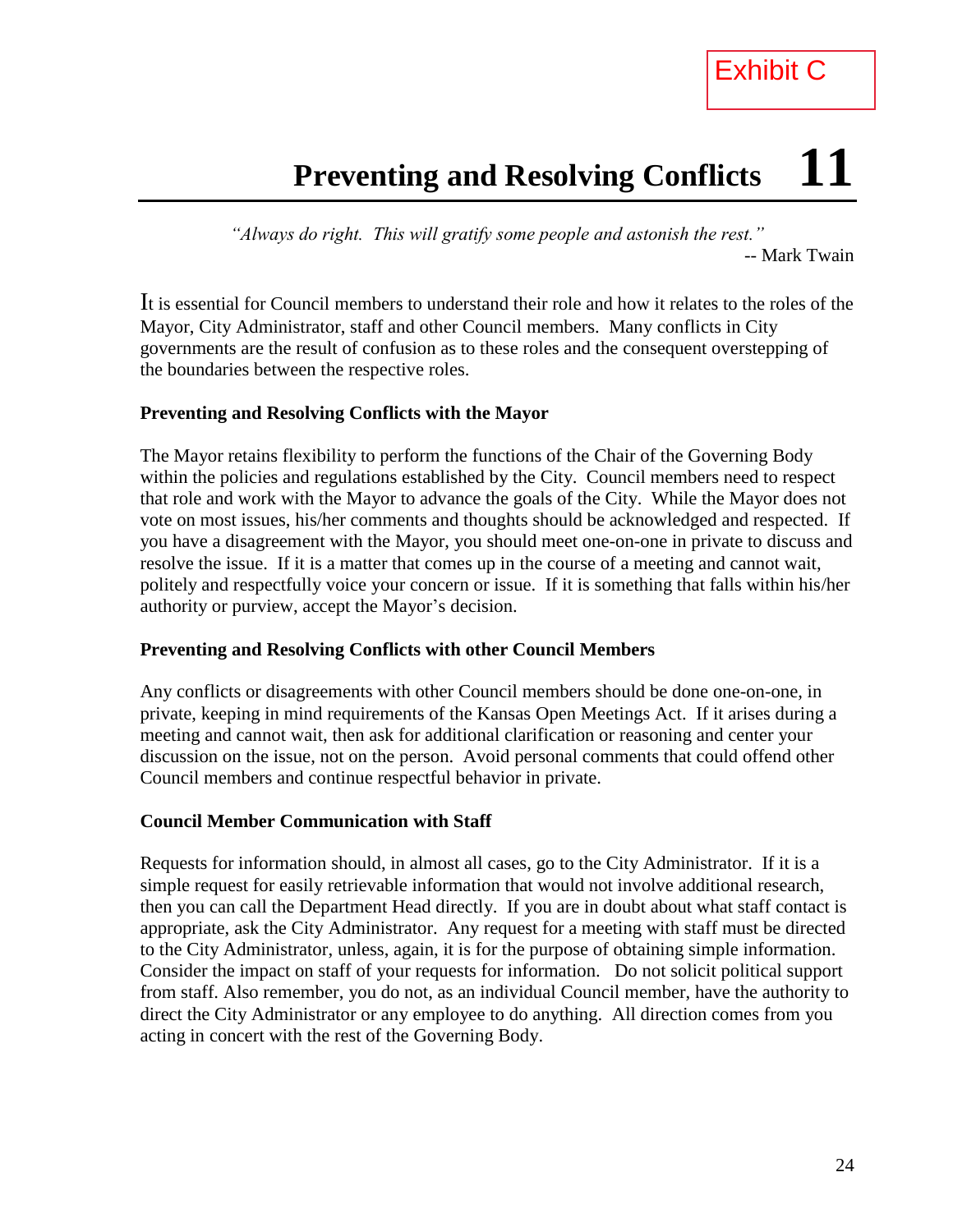Exhibit C

# Preventing and Resolving Conflicts 11

*"Always do right. This will gratify some people and astonish the rest."*
-- Mark Twain

It is essential for Council members to understand their role and how it relates to the roles of the Mayor, City Administrator, staff and other Council members. Many conflicts in City governments are the result of confusion as to these roles and the consequent overstepping of the boundaries between the respective roles.

**Preventing and Resolving Conflicts with the Mayor**

The Mayor retains flexibility to perform the functions of the Chair of the Governing Body within the policies and regulations established by the City. Council members need to respect that role and work with the Mayor to advance the goals of the City. While the Mayor does not vote on most issues, his/her comments and thoughts should be acknowledged and respected. If you have a disagreement with the Mayor, you should meet one-on-one in private to discuss and resolve the issue. If it is a matter that comes up in the course of a meeting and cannot wait, politely and respectfully voice your concern or issue. If it is something that falls within his/her authority or purview, accept the Mayor's decision.

**Preventing and Resolving Conflicts with other Council Members**

Any conflicts or disagreements with other Council members should be done one-on-one, in private, keeping in mind requirements of the Kansas Open Meetings Act. If it arises during a meeting and cannot wait, then ask for additional clarification or reasoning and center your discussion on the issue, not on the person. Avoid personal comments that could offend other Council members and continue respectful behavior in private.

**Council Member Communication with Staff**

Requests for information should, in almost all cases, go to the City Administrator. If it is a simple request for easily retrievable information that would not involve additional research, then you can call the Department Head directly. If you are in doubt about what staff contact is appropriate, ask the City Administrator. Any request for a meeting with staff must be directed to the City Administrator, unless, again, it is for the purpose of obtaining simple information. Consider the impact on staff of your requests for information. Do not solicit political support from staff. Also remember, you do not, as an individual Council member, have the authority to direct the City Administrator or any employee to do anything. All direction comes from you acting in concert with the rest of the Governing Body.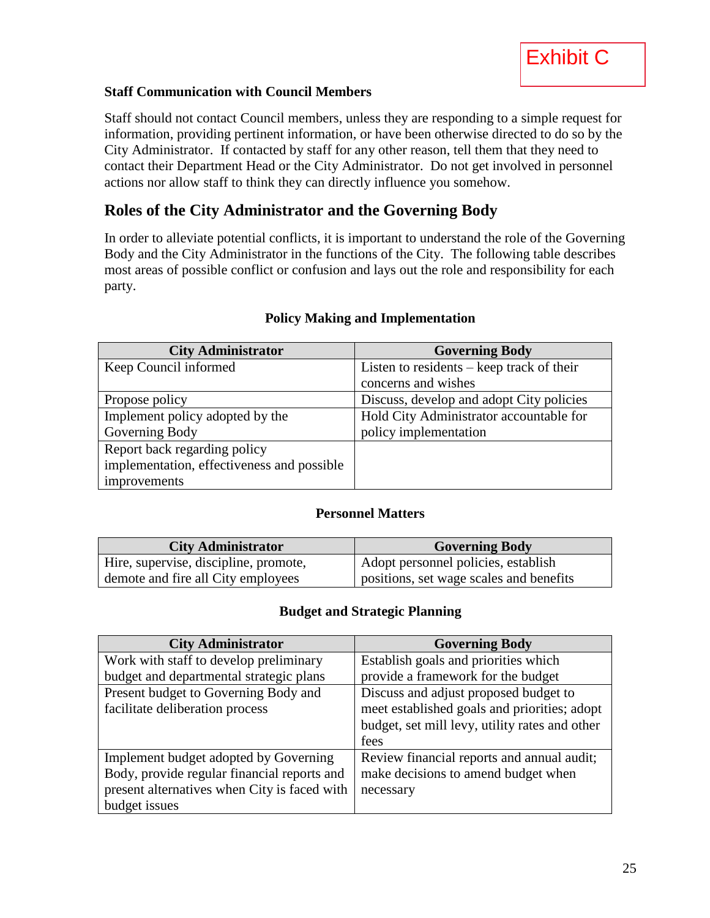Exhibit C

**Staff Communication with Council Members**

Staff should not contact Council members, unless they are responding to a simple request for information, providing pertinent information, or have been otherwise directed to do so by the City Administrator. If contacted by staff for any other reason, tell them that they need to contact their Department Head or the City Administrator. Do not get involved in personnel actions nor allow staff to think they can directly influence you somehow.

## Roles of the City Administrator and the Governing Body

In order to alleviate potential conflicts, it is important to understand the role of the Governing Body and the City Administrator in the functions of the City. The following table describes most areas of possible conflict or confusion and lays out the role and responsibility for each party.

**Policy Making and Implementation**

| City Administrator | Governing Body |
|---|---|
| Keep Council informed | Listen to residents – keep track of their concerns and wishes |
| Propose policy | Discuss, develop and adopt City policies |
| Implement policy adopted by the Governing Body | Hold City Administrator accountable for policy implementation |
| Report back regarding policy implementation, effectiveness and possible improvements | |

**Personnel Matters**

| City Administrator | Governing Body |
|---|---|
| Hire, supervise, discipline, promote, demote and fire all City employees | Adopt personnel policies, establish positions, set wage scales and benefits |

**Budget and Strategic Planning**

| City Administrator | Governing Body |
|---|---|
| Work with staff to develop preliminary budget and departmental strategic plans | Establish goals and priorities which provide a framework for the budget |
| Present budget to Governing Body and facilitate deliberation process | Discuss and adjust proposed budget to meet established goals and priorities; adopt budget, set mill levy, utility rates and other fees |
| Implement budget adopted by Governing Body, provide regular financial reports and present alternatives when City is faced with budget issues | Review financial reports and annual audit; make decisions to amend budget when necessary |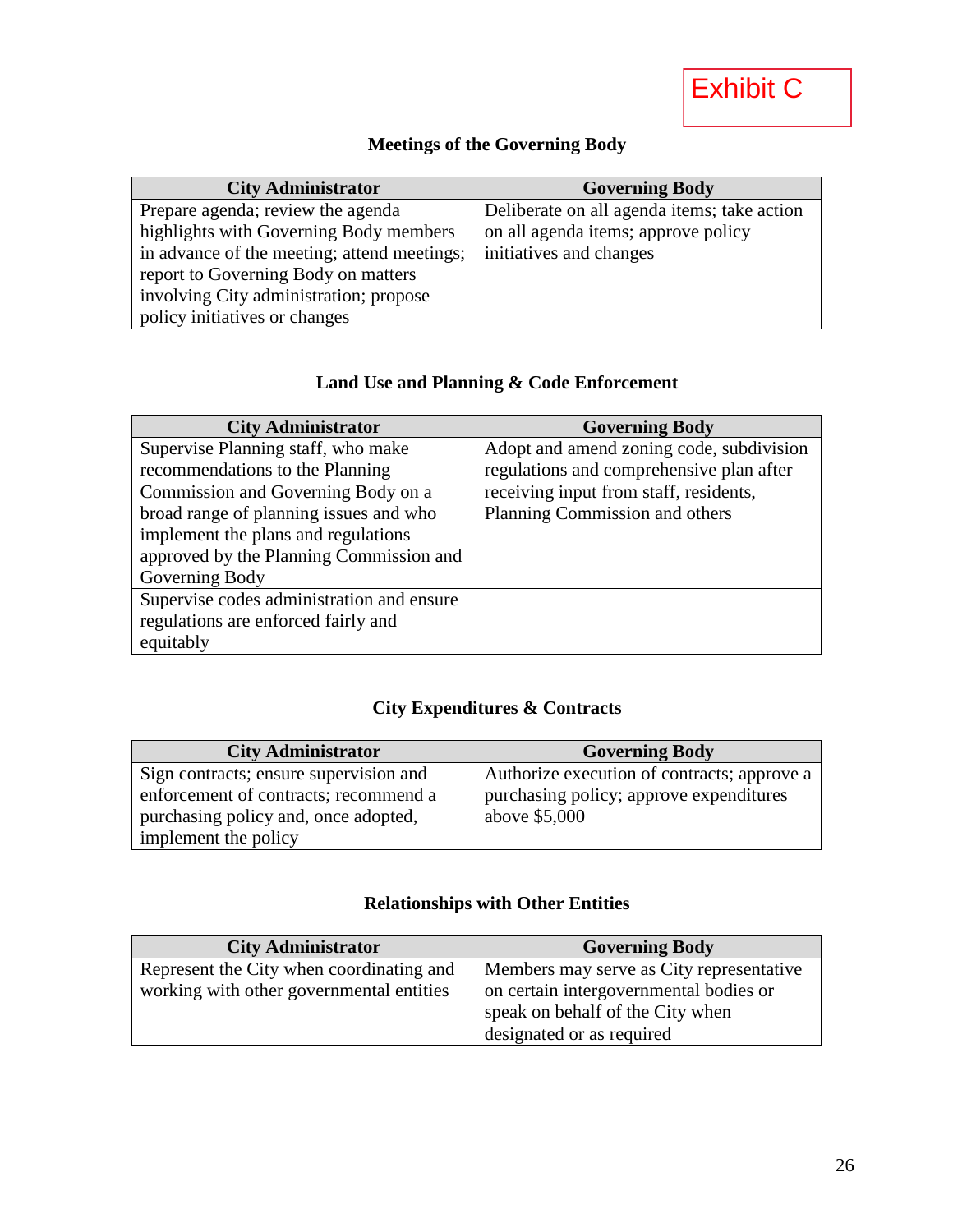Exhibit C

### Meetings of the Governing Body

| City Administrator | Governing Body |
|---|---|
| Prepare agenda; review the agenda highlights with Governing Body members in advance of the meeting; attend meetings; report to Governing Body on matters involving City administration; propose policy initiatives or changes | Deliberate on all agenda items; take action on all agenda items; approve policy initiatives and changes |

### Land Use and Planning & Code Enforcement

| City Administrator | Governing Body |
|---|---|
| Supervise Planning staff, who make recommendations to the Planning Commission and Governing Body on a broad range of planning issues and who implement the plans and regulations approved by the Planning Commission and Governing Body | Adopt and amend zoning code, subdivision regulations and comprehensive plan after receiving input from staff, residents, Planning Commission and others |
| Supervise codes administration and ensure regulations are enforced fairly and equitably | |

### City Expenditures & Contracts

| City Administrator | Governing Body |
|---|---|
| Sign contracts; ensure supervision and enforcement of contracts; recommend a purchasing policy and, once adopted, implement the policy | Authorize execution of contracts; approve a purchasing policy; approve expenditures above $5,000 |

### Relationships with Other Entities

| City Administrator | Governing Body |
|---|---|
| Represent the City when coordinating and working with other governmental entities | Members may serve as City representative on certain intergovernmental bodies or speak on behalf of the City when designated or as required |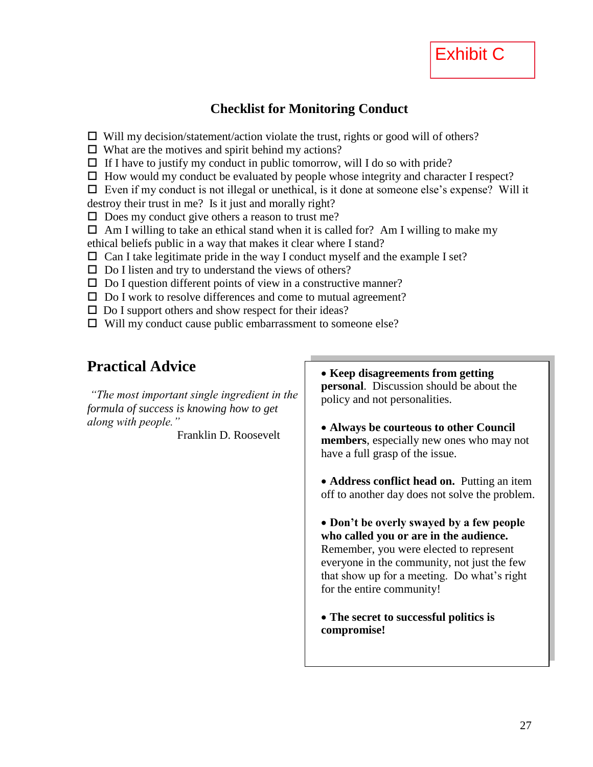Exhibit C

## Checklist for Monitoring Conduct

- ☐ Will my decision/statement/action violate the trust, rights or good will of others?
- ☐ What are the motives and spirit behind my actions?
- ☐ If I have to justify my conduct in public tomorrow, will I do so with pride?
- ☐ How would my conduct be evaluated by people whose integrity and character I respect?
- ☐ Even if my conduct is not illegal or unethical, is it done at someone else's expense? Will it destroy their trust in me? Is it just and morally right?
- ☐ Does my conduct give others a reason to trust me?
- ☐ Am I willing to take an ethical stand when it is called for? Am I willing to make my ethical beliefs public in a way that makes it clear where I stand?
- ☐ Can I take legitimate pride in the way I conduct myself and the example I set?
- ☐ Do I listen and try to understand the views of others?
- ☐ Do I question different points of view in a constructive manner?
- ☐ Do I work to resolve differences and come to mutual agreement?
- ☐ Do I support others and show respect for their ideas?
- ☐ Will my conduct cause public embarrassment to someone else?

## Practical Advice

*"The most important single ingredient in the formula of success is knowing how to get along with people."*

Franklin D. Roosevelt

- **Keep disagreements from getting personal**. Discussion should be about the policy and not personalities.
- **Always be courteous to other Council members**, especially new ones who may not have a full grasp of the issue.
- **Address conflict head on.** Putting an item off to another day does not solve the problem.
- **Don't be overly swayed by a few people who called you or are in the audience.** Remember, you were elected to represent everyone in the community, not just the few that show up for a meeting. Do what's right for the entire community!
- **The secret to successful politics is compromise!**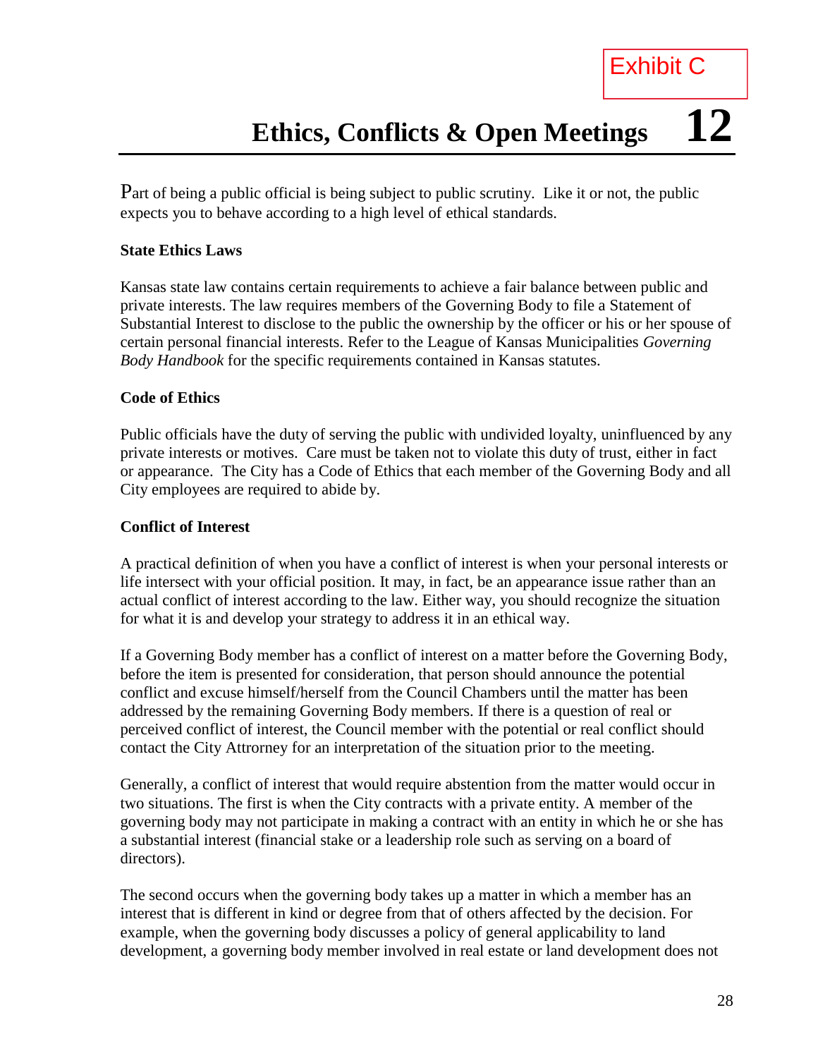Exhibit C

# Ethics, Conflicts & Open Meetings 12

Part of being a public official is being subject to public scrutiny. Like it or not, the public expects you to behave according to a high level of ethical standards.

**State Ethics Laws**

Kansas state law contains certain requirements to achieve a fair balance between public and private interests. The law requires members of the Governing Body to file a Statement of Substantial Interest to disclose to the public the ownership by the officer or his or her spouse of certain personal financial interests. Refer to the League of Kansas Municipalities *Governing Body Handbook* for the specific requirements contained in Kansas statutes.

**Code of Ethics**

Public officials have the duty of serving the public with undivided loyalty, uninfluenced by any private interests or motives. Care must be taken not to violate this duty of trust, either in fact or appearance. The City has a Code of Ethics that each member of the Governing Body and all City employees are required to abide by.

**Conflict of Interest**

A practical definition of when you have a conflict of interest is when your personal interests or life intersect with your official position. It may, in fact, be an appearance issue rather than an actual conflict of interest according to the law. Either way, you should recognize the situation for what it is and develop your strategy to address it in an ethical way.

If a Governing Body member has a conflict of interest on a matter before the Governing Body, before the item is presented for consideration, that person should announce the potential conflict and excuse himself/herself from the Council Chambers until the matter has been addressed by the remaining Governing Body members. If there is a question of real or perceived conflict of interest, the Council member with the potential or real conflict should contact the City Attorney for an interpretation of the situation prior to the meeting.

Generally, a conflict of interest that would require abstention from the matter would occur in two situations. The first is when the City contracts with a private entity. A member of the governing body may not participate in making a contract with an entity in which he or she has a substantial interest (financial stake or a leadership role such as serving on a board of directors).

The second occurs when the governing body takes up a matter in which a member has an interest that is different in kind or degree from that of others affected by the decision. For example, when the governing body discusses a policy of general applicability to land development, a governing body member involved in real estate or land development does not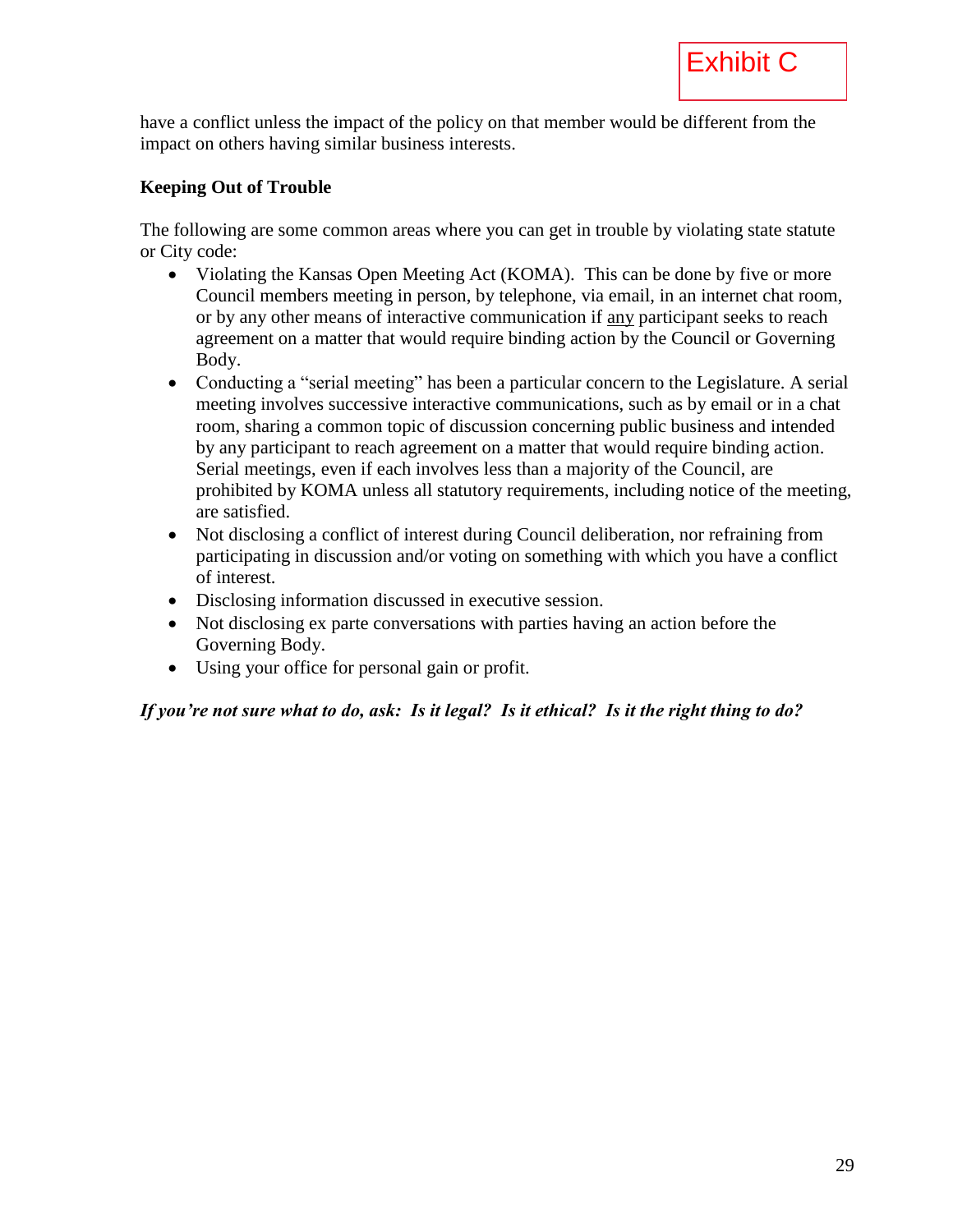Exhibit C

have a conflict unless the impact of the policy on that member would be different from the impact on others having similar business interests.

**Keeping Out of Trouble**

The following are some common areas where you can get in trouble by violating state statute or City code:

- Violating the Kansas Open Meeting Act (KOMA). This can be done by five or more Council members meeting in person, by telephone, via email, in an internet chat room, or by any other means of interactive communication if <u>any</u> participant seeks to reach agreement on a matter that would require binding action by the Council or Governing Body.
- Conducting a "serial meeting" has been a particular concern to the Legislature. A serial meeting involves successive interactive communications, such as by email or in a chat room, sharing a common topic of discussion concerning public business and intended by any participant to reach agreement on a matter that would require binding action. Serial meetings, even if each involves less than a majority of the Council, are prohibited by KOMA unless all statutory requirements, including notice of the meeting, are satisfied.
- Not disclosing a conflict of interest during Council deliberation, nor refraining from participating in discussion and/or voting on something with which you have a conflict of interest.
- Disclosing information discussed in executive session.
- Not disclosing ex parte conversations with parties having an action before the Governing Body.
- Using your office for personal gain or profit.

***If you're not sure what to do, ask: Is it legal? Is it ethical? Is it the right thing to do?***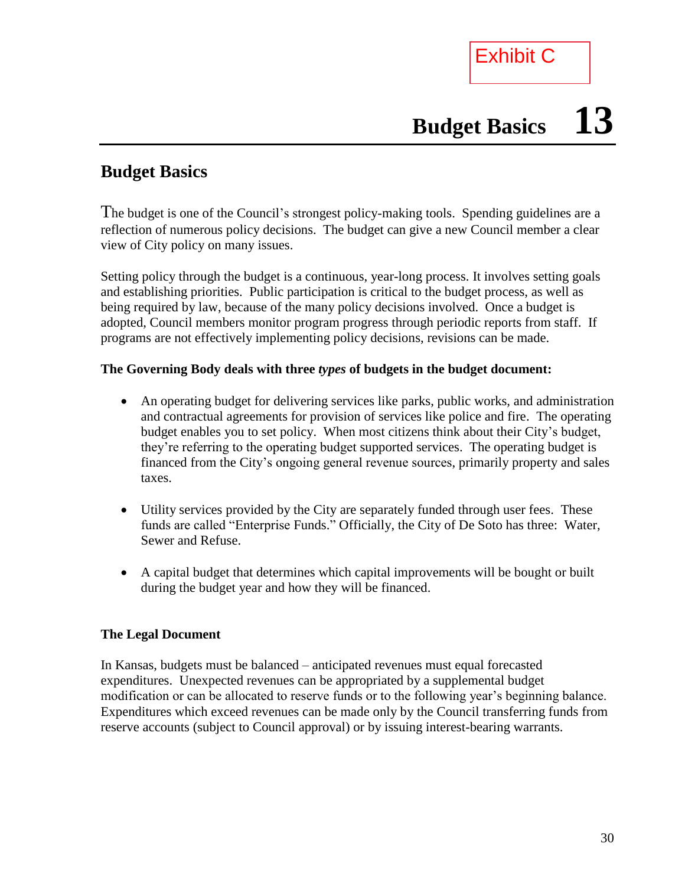Exhibit C

# Budget Basics 13

## Budget Basics

The budget is one of the Council's strongest policy-making tools. Spending guidelines are a reflection of numerous policy decisions. The budget can give a new Council member a clear view of City policy on many issues.

Setting policy through the budget is a continuous, year-long process. It involves setting goals and establishing priorities. Public participation is critical to the budget process, as well as being required by law, because of the many policy decisions involved. Once a budget is adopted, Council members monitor program progress through periodic reports from staff. If programs are not effectively implementing policy decisions, revisions can be made.

**The Governing Body deals with three *types* of budgets in the budget document:**

- An operating budget for delivering services like parks, public works, and administration and contractual agreements for provision of services like police and fire. The operating budget enables you to set policy. When most citizens think about their City's budget, they're referring to the operating budget supported services. The operating budget is financed from the City's ongoing general revenue sources, primarily property and sales taxes.

- Utility services provided by the City are separately funded through user fees. These funds are called "Enterprise Funds." Officially, the City of De Soto has three: Water, Sewer and Refuse.

- A capital budget that determines which capital improvements will be bought or built during the budget year and how they will be financed.

### The Legal Document

In Kansas, budgets must be balanced – anticipated revenues must equal forecasted expenditures. Unexpected revenues can be appropriated by a supplemental budget modification or can be allocated to reserve funds or to the following year's beginning balance. Expenditures which exceed revenues can be made only by the Council transferring funds from reserve accounts (subject to Council approval) or by issuing interest-bearing warrants.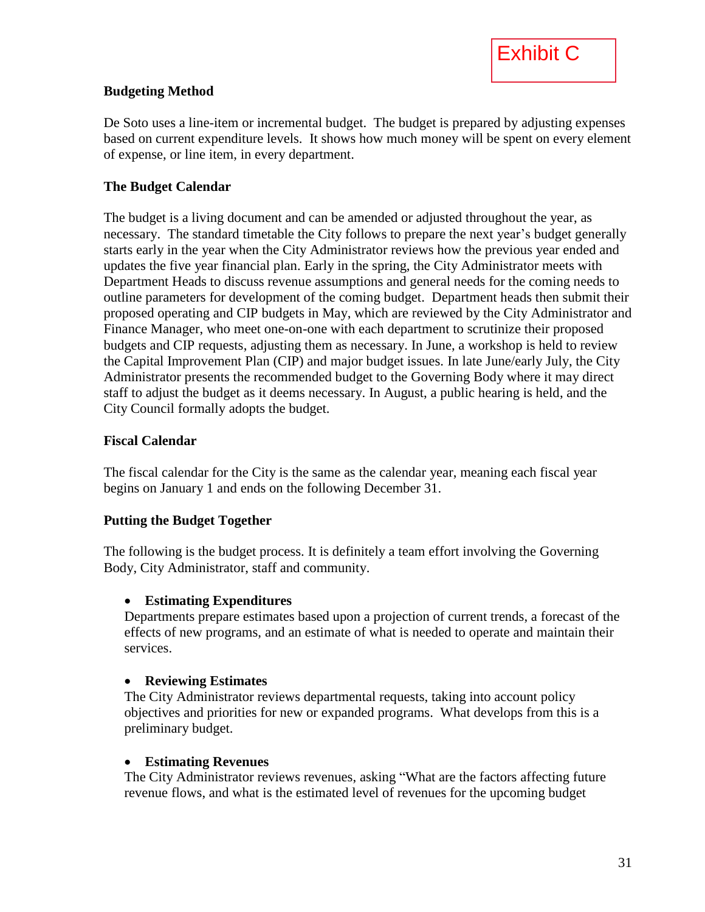Exhibit C

**Budgeting Method**

De Soto uses a line-item or incremental budget. The budget is prepared by adjusting expenses based on current expenditure levels. It shows how much money will be spent on every element of expense, or line item, in every department.

**The Budget Calendar**

The budget is a living document and can be amended or adjusted throughout the year, as necessary. The standard timetable the City follows to prepare the next year's budget generally starts early in the year when the City Administrator reviews how the previous year ended and updates the five year financial plan. Early in the spring, the City Administrator meets with Department Heads to discuss revenue assumptions and general needs for the coming needs to outline parameters for development of the coming budget. Department heads then submit their proposed operating and CIP budgets in May, which are reviewed by the City Administrator and Finance Manager, who meet one-on-one with each department to scrutinize their proposed budgets and CIP requests, adjusting them as necessary. In June, a workshop is held to review the Capital Improvement Plan (CIP) and major budget issues. In late June/early July, the City Administrator presents the recommended budget to the Governing Body where it may direct staff to adjust the budget as it deems necessary. In August, a public hearing is held, and the City Council formally adopts the budget.

**Fiscal Calendar**

The fiscal calendar for the City is the same as the calendar year, meaning each fiscal year begins on January 1 and ends on the following December 31.

**Putting the Budget Together**

The following is the budget process. It is definitely a team effort involving the Governing Body, City Administrator, staff and community.

- **Estimating Expenditures**
  Departments prepare estimates based upon a projection of current trends, a forecast of the effects of new programs, and an estimate of what is needed to operate and maintain their services.

- **Reviewing Estimates**
  The City Administrator reviews departmental requests, taking into account policy objectives and priorities for new or expanded programs. What develops from this is a preliminary budget.

- **Estimating Revenues**
  The City Administrator reviews revenues, asking "What are the factors affecting future revenue flows, and what is the estimated level of revenues for the upcoming budget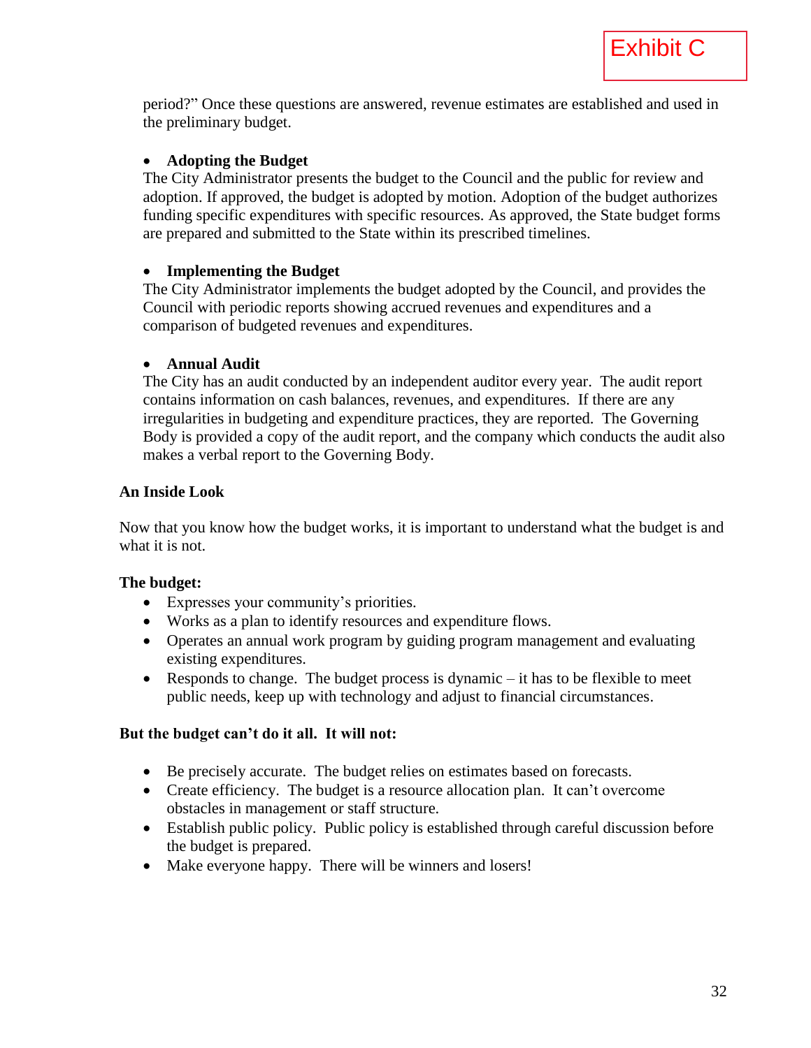Exhibit C

period?" Once these questions are answered, revenue estimates are established and used in the preliminary budget.

- **Adopting the Budget**

The City Administrator presents the budget to the Council and the public for review and adoption. If approved, the budget is adopted by motion. Adoption of the budget authorizes funding specific expenditures with specific resources. As approved, the State budget forms are prepared and submitted to the State within its prescribed timelines.

- **Implementing the Budget**

The City Administrator implements the budget adopted by the Council, and provides the Council with periodic reports showing accrued revenues and expenditures and a comparison of budgeted revenues and expenditures.

- **Annual Audit**

The City has an audit conducted by an independent auditor every year. The audit report contains information on cash balances, revenues, and expenditures. If there are any irregularities in budgeting and expenditure practices, they are reported. The Governing Body is provided a copy of the audit report, and the company which conducts the audit also makes a verbal report to the Governing Body.

**An Inside Look**

Now that you know how the budget works, it is important to understand what the budget is and what it is not.

**The budget:**

- Expresses your community's priorities.
- Works as a plan to identify resources and expenditure flows.
- Operates an annual work program by guiding program management and evaluating existing expenditures.
- Responds to change. The budget process is dynamic – it has to be flexible to meet public needs, keep up with technology and adjust to financial circumstances.

**But the budget can't do it all. It will not:**

- Be precisely accurate. The budget relies on estimates based on forecasts.
- Create efficiency. The budget is a resource allocation plan. It can't overcome obstacles in management or staff structure.
- Establish public policy. Public policy is established through careful discussion before the budget is prepared.
- Make everyone happy. There will be winners and losers!